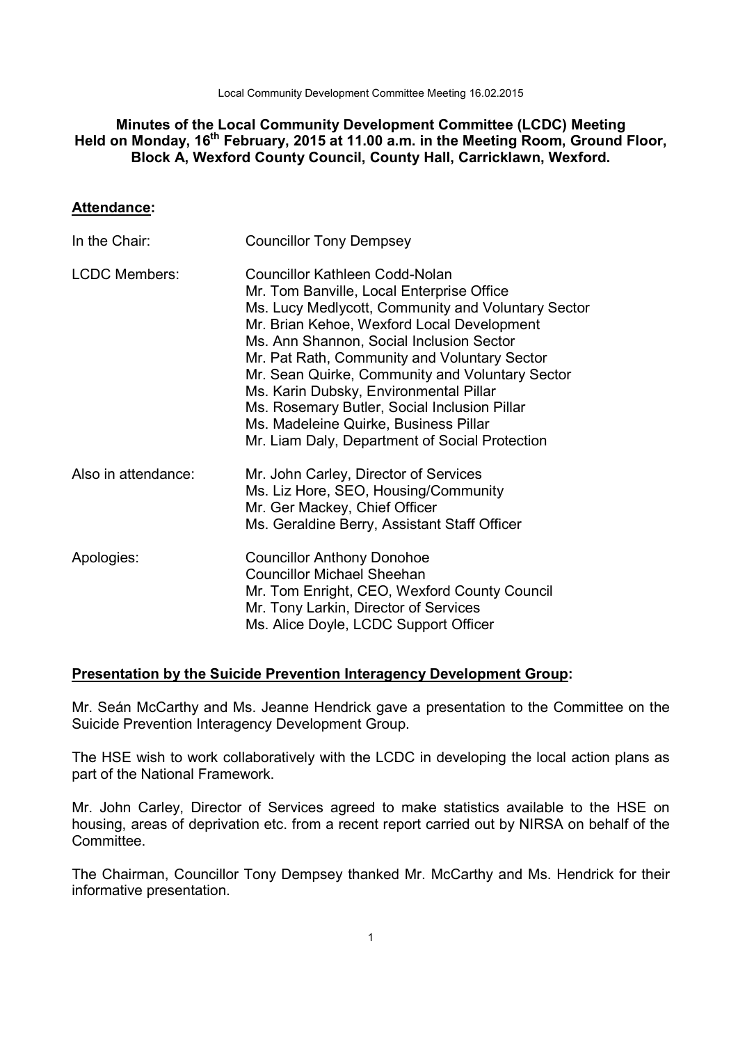# Minutes of the Local Community Development Committee (LCDC) Meeting Held on Monday, 16th February, 2015 at 11.00 a.m. in the Meeting Room, Ground Floor, Block A, Wexford County Council, County Hall, Carricklawn, Wexford.

## Attendance:

| | |
|---|---|
| In the Chair: | Councillor Tony Dempsey |
| LCDC Members: | Councillor Kathleen Codd-Nolan<br>Mr. Tom Banville, Local Enterprise Office<br>Ms. Lucy Medlycott, Community and Voluntary Sector<br>Mr. Brian Kehoe, Wexford Local Development<br>Ms. Ann Shannon, Social Inclusion Sector<br>Mr. Pat Rath, Community and Voluntary Sector<br>Mr. Sean Quirke, Community and Voluntary Sector<br>Ms. Karin Dubsky, Environmental Pillar<br>Ms. Rosemary Butler, Social Inclusion Pillar<br>Ms. Madeleine Quirke, Business Pillar<br>Mr. Liam Daly, Department of Social Protection |
| Also in attendance: | Mr. John Carley, Director of Services<br>Ms. Liz Hore, SEO, Housing/Community<br>Mr. Ger Mackey, Chief Officer<br>Ms. Geraldine Berry, Assistant Staff Officer |
| Apologies: | Councillor Anthony Donohoe<br>Councillor Michael Sheehan<br>Mr. Tom Enright, CEO, Wexford County Council<br>Mr. Tony Larkin, Director of Services<br>Ms. Alice Doyle, LCDC Support Officer |

## Presentation by the Suicide Prevention Interagency Development Group:

Mr. Seán McCarthy and Ms. Jeanne Hendrick gave a presentation to the Committee on the Suicide Prevention Interagency Development Group.

The HSE wish to work collaboratively with the LCDC in developing the local action plans as part of the National Framework.

Mr. John Carley, Director of Services agreed to make statistics available to the HSE on housing, areas of deprivation etc. from a recent report carried out by NIRSA on behalf of the Committee.

The Chairman, Councillor Tony Dempsey thanked Mr. McCarthy and Ms. Hendrick for their informative presentation.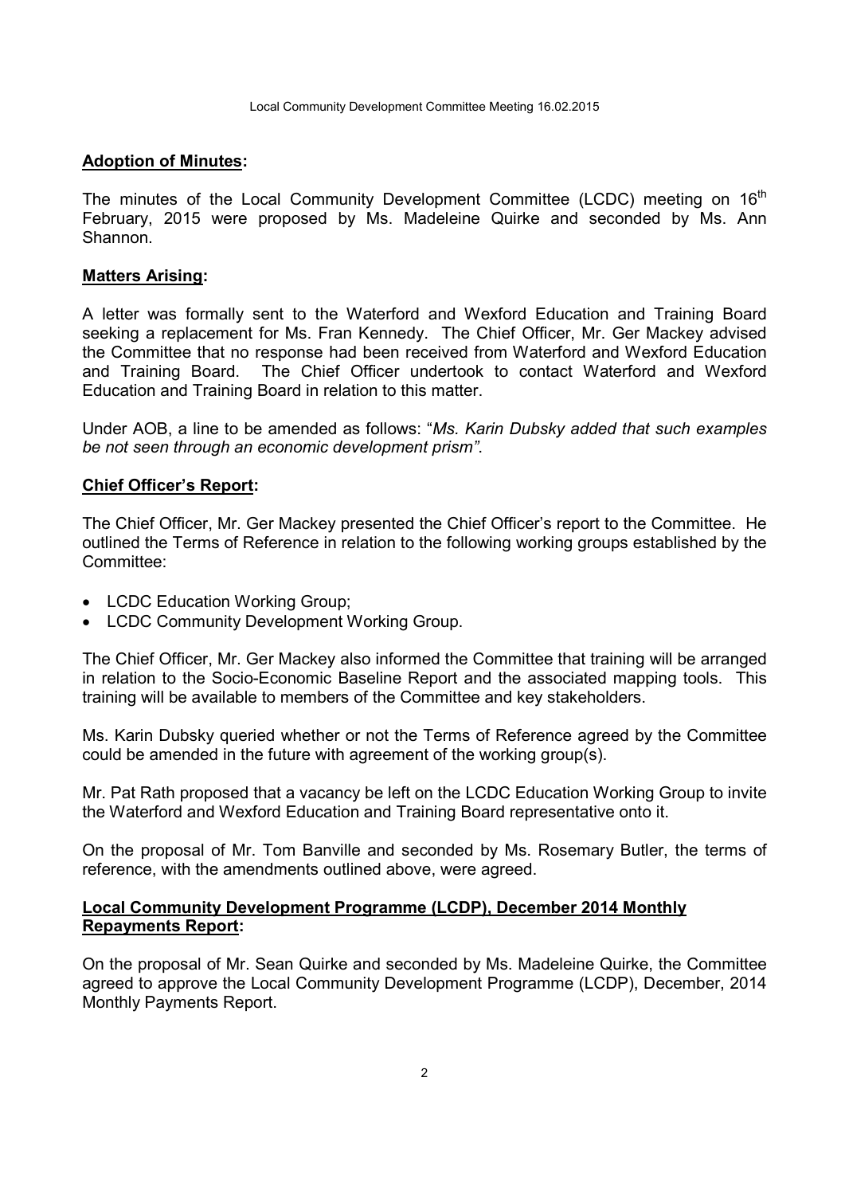**Adoption of Minutes:**

The minutes of the Local Community Development Committee (LCDC) meeting on 16th February, 2015 were proposed by Ms. Madeleine Quirke and seconded by Ms. Ann Shannon.

**Matters Arising:**

A letter was formally sent to the Waterford and Wexford Education and Training Board seeking a replacement for Ms. Fran Kennedy. The Chief Officer, Mr. Ger Mackey advised the Committee that no response had been received from Waterford and Wexford Education and Training Board. The Chief Officer undertook to contact Waterford and Wexford Education and Training Board in relation to this matter.

Under AOB, a line to be amended as follows: "*Ms. Karin Dubsky added that such examples be not seen through an economic development prism"*.

**Chief Officer's Report:**

The Chief Officer, Mr. Ger Mackey presented the Chief Officer's report to the Committee. He outlined the Terms of Reference in relation to the following working groups established by the Committee:

- LCDC Education Working Group;
- LCDC Community Development Working Group.

The Chief Officer, Mr. Ger Mackey also informed the Committee that training will be arranged in relation to the Socio-Economic Baseline Report and the associated mapping tools. This training will be available to members of the Committee and key stakeholders.

Ms. Karin Dubsky queried whether or not the Terms of Reference agreed by the Committee could be amended in the future with agreement of the working group(s).

Mr. Pat Rath proposed that a vacancy be left on the LCDC Education Working Group to invite the Waterford and Wexford Education and Training Board representative onto it.

On the proposal of Mr. Tom Banville and seconded by Ms. Rosemary Butler, the terms of reference, with the amendments outlined above, were agreed.

**Local Community Development Programme (LCDP), December 2014 Monthly Repayments Report:**

On the proposal of Mr. Sean Quirke and seconded by Ms. Madeleine Quirke, the Committee agreed to approve the Local Community Development Programme (LCDP), December, 2014 Monthly Payments Report.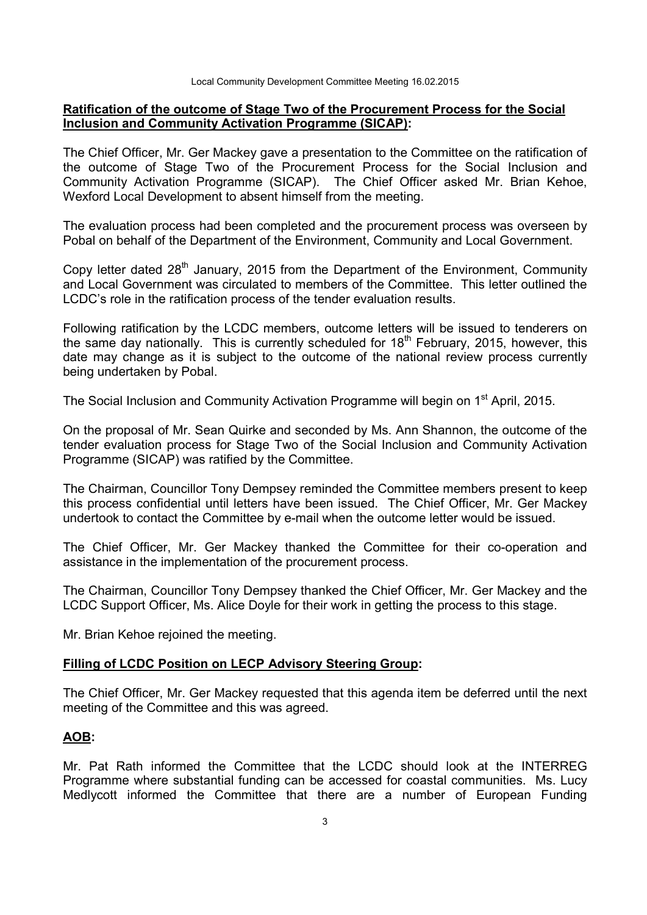**Ratification of the outcome of Stage Two of the Procurement Process for the Social Inclusion and Community Activation Programme (SICAP):**

The Chief Officer, Mr. Ger Mackey gave a presentation to the Committee on the ratification of the outcome of Stage Two of the Procurement Process for the Social Inclusion and Community Activation Programme (SICAP). The Chief Officer asked Mr. Brian Kehoe, Wexford Local Development to absent himself from the meeting.

The evaluation process had been completed and the procurement process was overseen by Pobal on behalf of the Department of the Environment, Community and Local Government.

Copy letter dated 28th January, 2015 from the Department of the Environment, Community and Local Government was circulated to members of the Committee. This letter outlined the LCDC's role in the ratification process of the tender evaluation results.

Following ratification by the LCDC members, outcome letters will be issued to tenderers on the same day nationally. This is currently scheduled for 18th February, 2015, however, this date may change as it is subject to the outcome of the national review process currently being undertaken by Pobal.

The Social Inclusion and Community Activation Programme will begin on 1st April, 2015.

On the proposal of Mr. Sean Quirke and seconded by Ms. Ann Shannon, the outcome of the tender evaluation process for Stage Two of the Social Inclusion and Community Activation Programme (SICAP) was ratified by the Committee.

The Chairman, Councillor Tony Dempsey reminded the Committee members present to keep this process confidential until letters have been issued. The Chief Officer, Mr. Ger Mackey undertook to contact the Committee by e-mail when the outcome letter would be issued.

The Chief Officer, Mr. Ger Mackey thanked the Committee for their co-operation and assistance in the implementation of the procurement process.

The Chairman, Councillor Tony Dempsey thanked the Chief Officer, Mr. Ger Mackey and the LCDC Support Officer, Ms. Alice Doyle for their work in getting the process to this stage.

Mr. Brian Kehoe rejoined the meeting.

**Filling of LCDC Position on LECP Advisory Steering Group:**

The Chief Officer, Mr. Ger Mackey requested that this agenda item be deferred until the next meeting of the Committee and this was agreed.

**AOB:**

Mr. Pat Rath informed the Committee that the LCDC should look at the INTERREG Programme where substantial funding can be accessed for coastal communities. Ms. Lucy Medlycott informed the Committee that there are a number of European Funding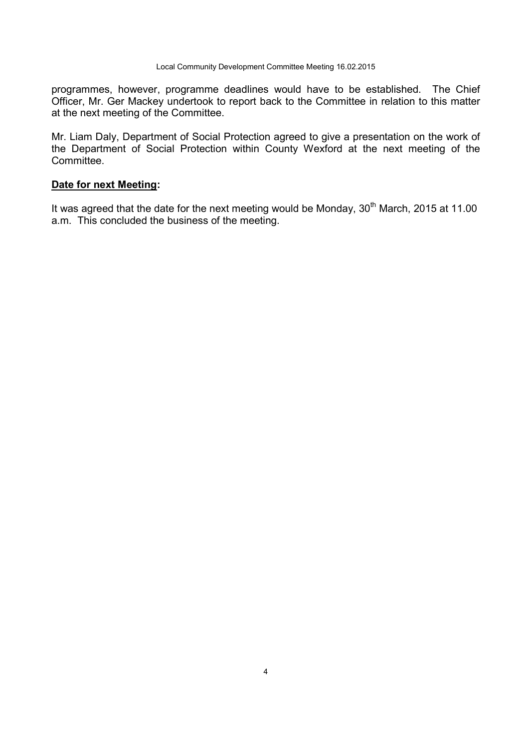programmes, however, programme deadlines would have to be established. The Chief Officer, Mr. Ger Mackey undertook to report back to the Committee in relation to this matter at the next meeting of the Committee.

Mr. Liam Daly, Department of Social Protection agreed to give a presentation on the work of the Department of Social Protection within County Wexford at the next meeting of the Committee.

**Date for next Meeting:**

It was agreed that the date for the next meeting would be Monday, 30th March, 2015 at 11.00 a.m. This concluded the business of the meeting.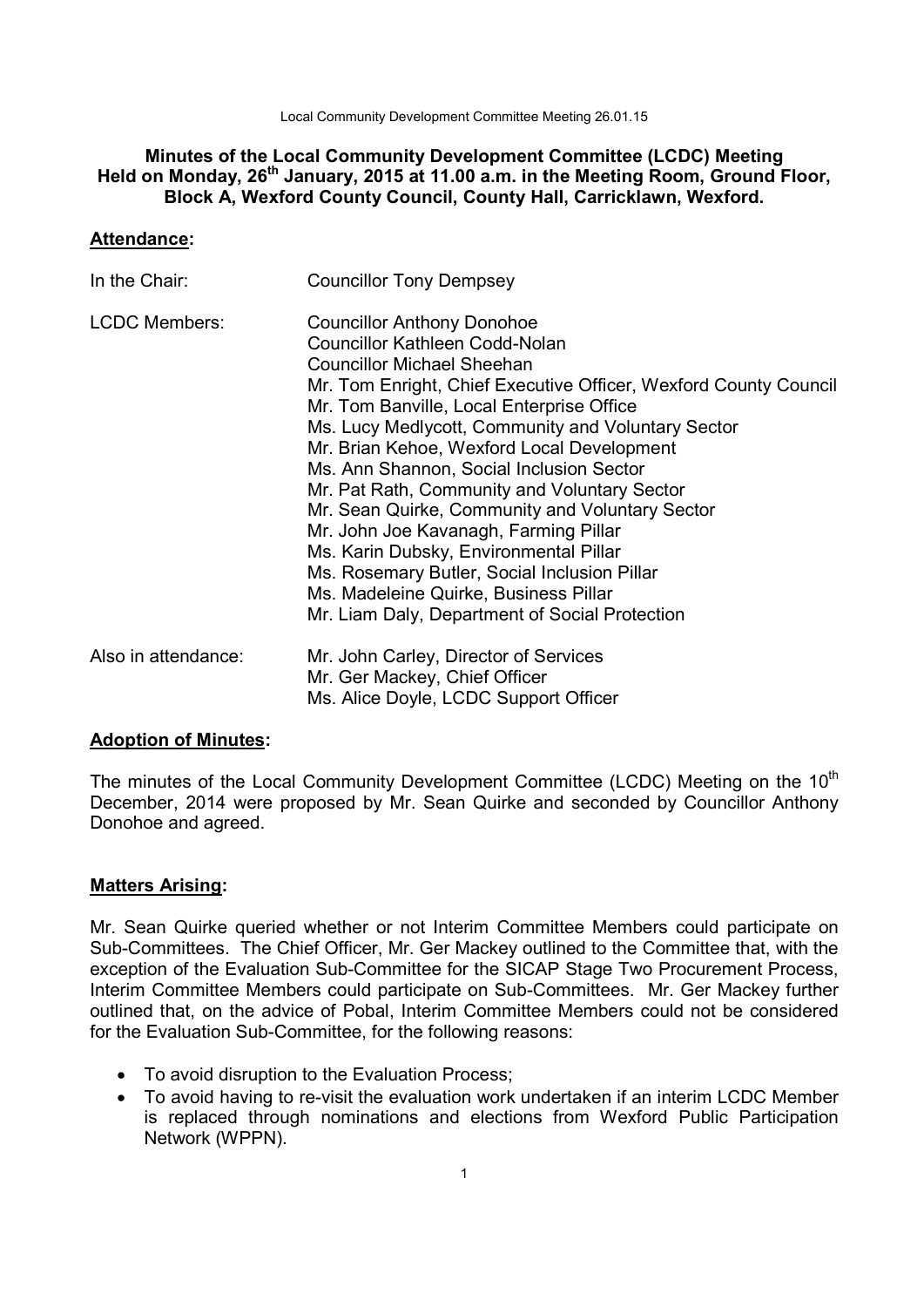**Minutes of the Local Community Development Committee (LCDC) Meeting Held on Monday, 26th January, 2015 at 11.00 a.m. in the Meeting Room, Ground Floor, Block A, Wexford County Council, County Hall, Carricklawn, Wexford.**

## Attendance:

| | |
|---|---|
| In the Chair: | Councillor Tony Dempsey |
| LCDC Members: | Councillor Anthony Donohoe<br>Councillor Kathleen Codd-Nolan<br>Councillor Michael Sheehan<br>Mr. Tom Enright, Chief Executive Officer, Wexford County Council<br>Mr. Tom Banville, Local Enterprise Office<br>Ms. Lucy Medlycott, Community and Voluntary Sector<br>Mr. Brian Kehoe, Wexford Local Development<br>Ms. Ann Shannon, Social Inclusion Sector<br>Mr. Pat Rath, Community and Voluntary Sector<br>Mr. Sean Quirke, Community and Voluntary Sector<br>Mr. John Joe Kavanagh, Farming Pillar<br>Ms. Karin Dubsky, Environmental Pillar<br>Ms. Rosemary Butler, Social Inclusion Pillar<br>Ms. Madeleine Quirke, Business Pillar<br>Mr. Liam Daly, Department of Social Protection |
| Also in attendance: | Mr. John Carley, Director of Services<br>Mr. Ger Mackey, Chief Officer<br>Ms. Alice Doyle, LCDC Support Officer |

## Adoption of Minutes:

The minutes of the Local Community Development Committee (LCDC) Meeting on the 10th December, 2014 were proposed by Mr. Sean Quirke and seconded by Councillor Anthony Donohoe and agreed.

## Matters Arising:

Mr. Sean Quirke queried whether or not Interim Committee Members could participate on Sub-Committees. The Chief Officer, Mr. Ger Mackey outlined to the Committee that, with the exception of the Evaluation Sub-Committee for the SICAP Stage Two Procurement Process, Interim Committee Members could participate on Sub-Committees. Mr. Ger Mackey further outlined that, on the advice of Pobal, Interim Committee Members could not be considered for the Evaluation Sub-Committee, for the following reasons:

- To avoid disruption to the Evaluation Process;
- To avoid having to re-visit the evaluation work undertaken if an interim LCDC Member is replaced through nominations and elections from Wexford Public Participation Network (WPPN).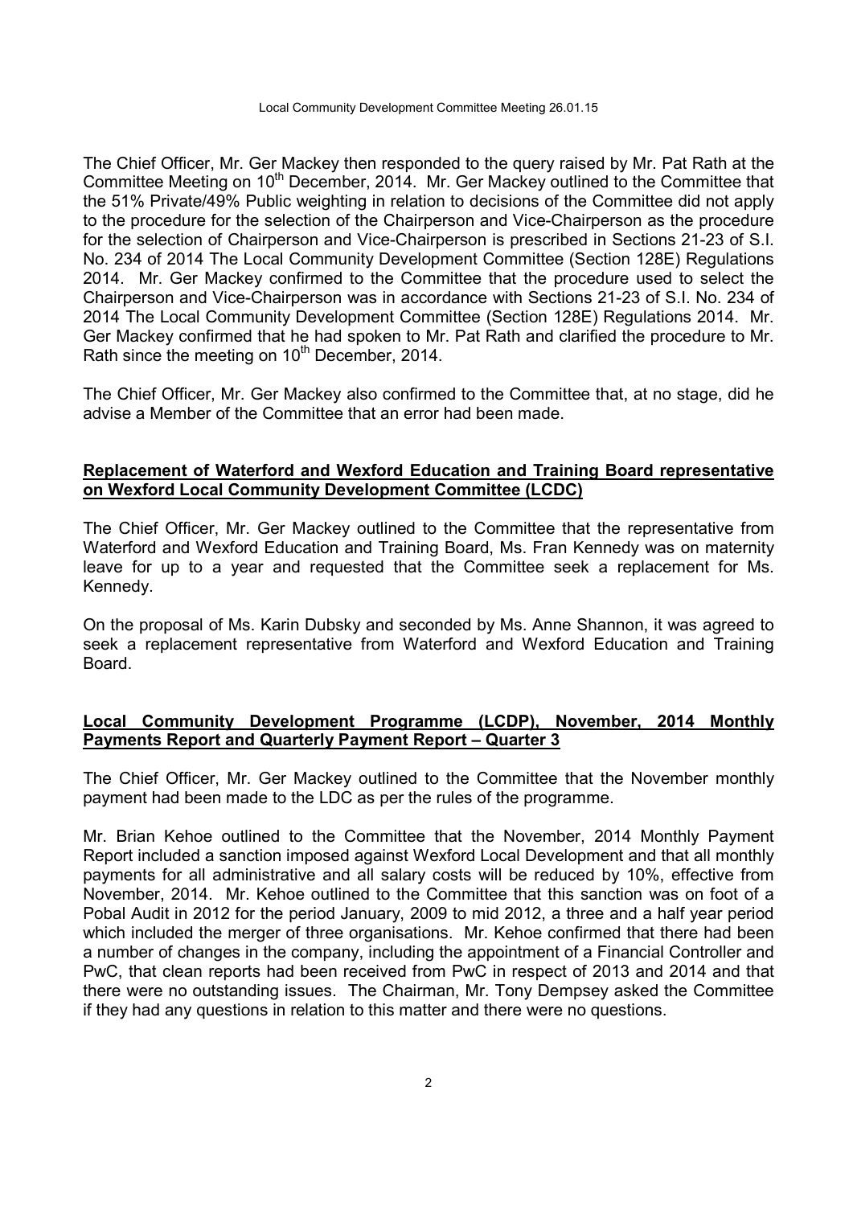The Chief Officer, Mr. Ger Mackey then responded to the query raised by Mr. Pat Rath at the Committee Meeting on 10th December, 2014. Mr. Ger Mackey outlined to the Committee that the 51% Private/49% Public weighting in relation to decisions of the Committee did not apply to the procedure for the selection of the Chairperson and Vice-Chairperson as the procedure for the selection of Chairperson and Vice-Chairperson is prescribed in Sections 21-23 of S.I. No. 234 of 2014 The Local Community Development Committee (Section 128E) Regulations 2014. Mr. Ger Mackey confirmed to the Committee that the procedure used to select the Chairperson and Vice-Chairperson was in accordance with Sections 21-23 of S.I. No. 234 of 2014 The Local Community Development Committee (Section 128E) Regulations 2014. Mr. Ger Mackey confirmed that he had spoken to Mr. Pat Rath and clarified the procedure to Mr. Rath since the meeting on 10th December, 2014.

The Chief Officer, Mr. Ger Mackey also confirmed to the Committee that, at no stage, did he advise a Member of the Committee that an error had been made.

**Replacement of Waterford and Wexford Education and Training Board representative on Wexford Local Community Development Committee (LCDC)**

The Chief Officer, Mr. Ger Mackey outlined to the Committee that the representative from Waterford and Wexford Education and Training Board, Ms. Fran Kennedy was on maternity leave for up to a year and requested that the Committee seek a replacement for Ms. Kennedy.

On the proposal of Ms. Karin Dubsky and seconded by Ms. Anne Shannon, it was agreed to seek a replacement representative from Waterford and Wexford Education and Training Board.

**Local Community Development Programme (LCDP), November, 2014 Monthly Payments Report and Quarterly Payment Report – Quarter 3**

The Chief Officer, Mr. Ger Mackey outlined to the Committee that the November monthly payment had been made to the LDC as per the rules of the programme.

Mr. Brian Kehoe outlined to the Committee that the November, 2014 Monthly Payment Report included a sanction imposed against Wexford Local Development and that all monthly payments for all administrative and all salary costs will be reduced by 10%, effective from November, 2014. Mr. Kehoe outlined to the Committee that this sanction was on foot of a Pobal Audit in 2012 for the period January, 2009 to mid 2012, a three and a half year period which included the merger of three organisations. Mr. Kehoe confirmed that there had been a number of changes in the company, including the appointment of a Financial Controller and PwC, that clean reports had been received from PwC in respect of 2013 and 2014 and that there were no outstanding issues. The Chairman, Mr. Tony Dempsey asked the Committee if they had any questions in relation to this matter and there were no questions.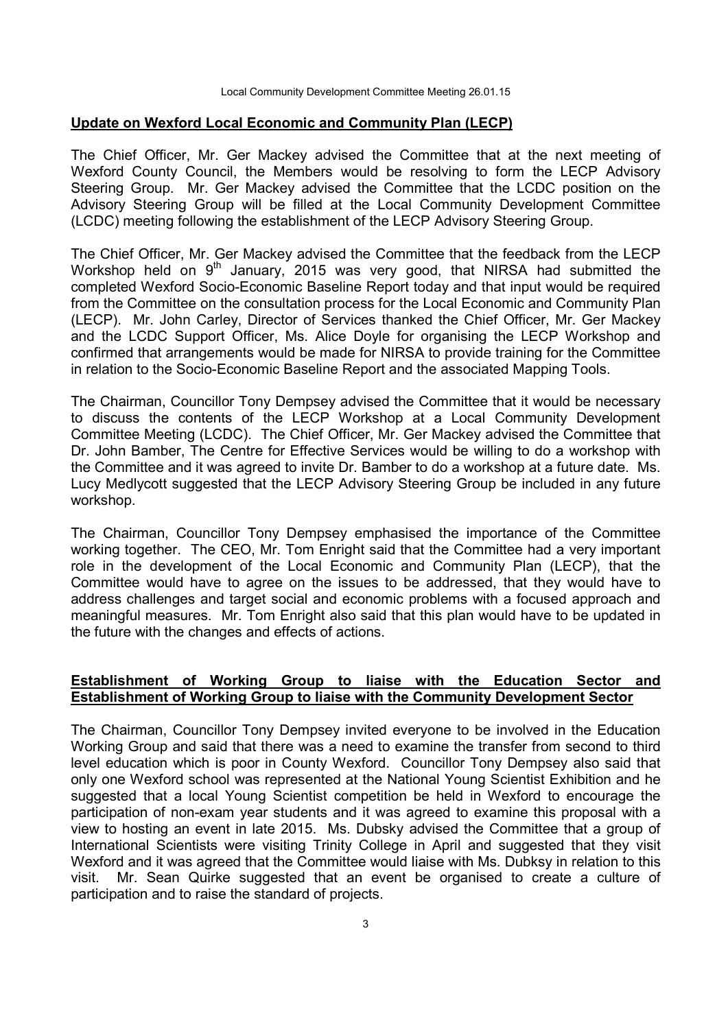## Update on Wexford Local Economic and Community Plan (LECP)

The Chief Officer, Mr. Ger Mackey advised the Committee that at the next meeting of Wexford County Council, the Members would be resolving to form the LECP Advisory Steering Group. Mr. Ger Mackey advised the Committee that the LCDC position on the Advisory Steering Group will be filled at the Local Community Development Committee (LCDC) meeting following the establishment of the LECP Advisory Steering Group.

The Chief Officer, Mr. Ger Mackey advised the Committee that the feedback from the LECP Workshop held on 9th January, 2015 was very good, that NIRSA had submitted the completed Wexford Socio-Economic Baseline Report today and that input would be required from the Committee on the consultation process for the Local Economic and Community Plan (LECP). Mr. John Carley, Director of Services thanked the Chief Officer, Mr. Ger Mackey and the LCDC Support Officer, Ms. Alice Doyle for organising the LECP Workshop and confirmed that arrangements would be made for NIRSA to provide training for the Committee in relation to the Socio-Economic Baseline Report and the associated Mapping Tools.

The Chairman, Councillor Tony Dempsey advised the Committee that it would be necessary to discuss the contents of the LECP Workshop at a Local Community Development Committee Meeting (LCDC). The Chief Officer, Mr. Ger Mackey advised the Committee that Dr. John Bamber, The Centre for Effective Services would be willing to do a workshop with the Committee and it was agreed to invite Dr. Bamber to do a workshop at a future date. Ms. Lucy Medlycott suggested that the LECP Advisory Steering Group be included in any future workshop.

The Chairman, Councillor Tony Dempsey emphasised the importance of the Committee working together. The CEO, Mr. Tom Enright said that the Committee had a very important role in the development of the Local Economic and Community Plan (LECP), that the Committee would have to agree on the issues to be addressed, that they would have to address challenges and target social and economic problems with a focused approach and meaningful measures. Mr. Tom Enright also said that this plan would have to be updated in the future with the changes and effects of actions.

## Establishment of Working Group to liaise with the Education Sector and Establishment of Working Group to liaise with the Community Development Sector

The Chairman, Councillor Tony Dempsey invited everyone to be involved in the Education Working Group and said that there was a need to examine the transfer from second to third level education which is poor in County Wexford. Councillor Tony Dempsey also said that only one Wexford school was represented at the National Young Scientist Exhibition and he suggested that a local Young Scientist competition be held in Wexford to encourage the participation of non-exam year students and it was agreed to examine this proposal with a view to hosting an event in late 2015. Ms. Dubsky advised the Committee that a group of International Scientists were visiting Trinity College in April and suggested that they visit Wexford and it was agreed that the Committee would liaise with Ms. Dubksy in relation to this visit. Mr. Sean Quirke suggested that an event be organised to create a culture of participation and to raise the standard of projects.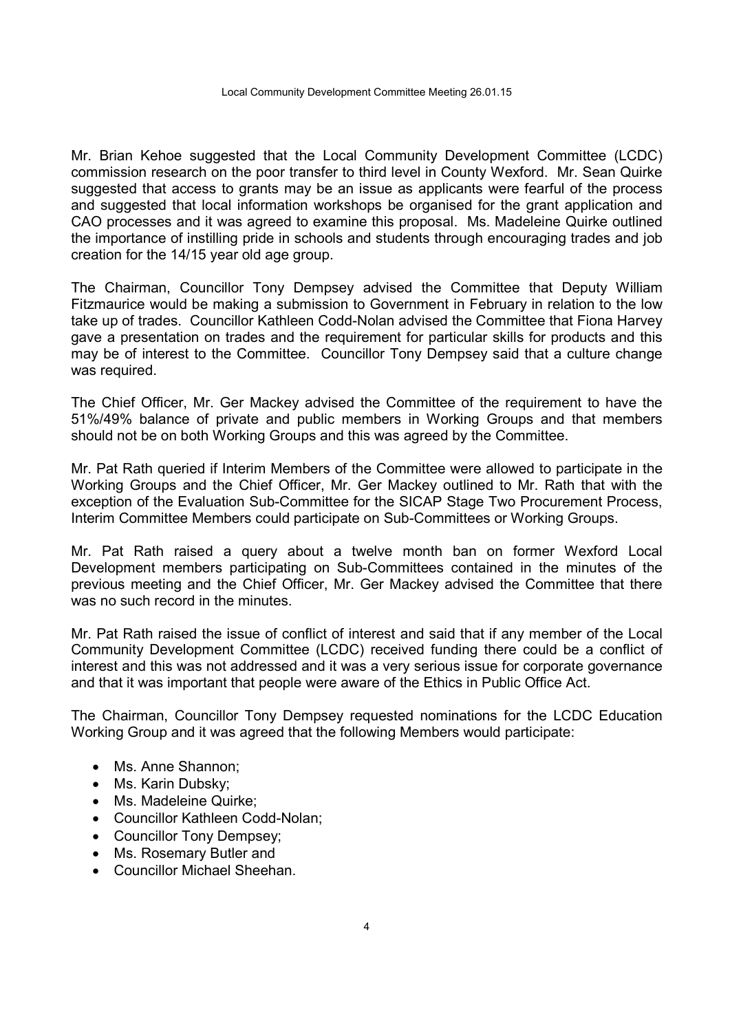Mr. Brian Kehoe suggested that the Local Community Development Committee (LCDC) commission research on the poor transfer to third level in County Wexford. Mr. Sean Quirke suggested that access to grants may be an issue as applicants were fearful of the process and suggested that local information workshops be organised for the grant application and CAO processes and it was agreed to examine this proposal. Ms. Madeleine Quirke outlined the importance of instilling pride in schools and students through encouraging trades and job creation for the 14/15 year old age group.

The Chairman, Councillor Tony Dempsey advised the Committee that Deputy William Fitzmaurice would be making a submission to Government in February in relation to the low take up of trades. Councillor Kathleen Codd-Nolan advised the Committee that Fiona Harvey gave a presentation on trades and the requirement for particular skills for products and this may be of interest to the Committee. Councillor Tony Dempsey said that a culture change was required.

The Chief Officer, Mr. Ger Mackey advised the Committee of the requirement to have the 51%/49% balance of private and public members in Working Groups and that members should not be on both Working Groups and this was agreed by the Committee.

Mr. Pat Rath queried if Interim Members of the Committee were allowed to participate in the Working Groups and the Chief Officer, Mr. Ger Mackey outlined to Mr. Rath that with the exception of the Evaluation Sub-Committee for the SICAP Stage Two Procurement Process, Interim Committee Members could participate on Sub-Committees or Working Groups.

Mr. Pat Rath raised a query about a twelve month ban on former Wexford Local Development members participating on Sub-Committees contained in the minutes of the previous meeting and the Chief Officer, Mr. Ger Mackey advised the Committee that there was no such record in the minutes.

Mr. Pat Rath raised the issue of conflict of interest and said that if any member of the Local Community Development Committee (LCDC) received funding there could be a conflict of interest and this was not addressed and it was a very serious issue for corporate governance and that it was important that people were aware of the Ethics in Public Office Act.

The Chairman, Councillor Tony Dempsey requested nominations for the LCDC Education Working Group and it was agreed that the following Members would participate:

- Ms. Anne Shannon;
- Ms. Karin Dubsky;
- Ms. Madeleine Quirke;
- Councillor Kathleen Codd-Nolan;
- Councillor Tony Dempsey;
- Ms. Rosemary Butler and
- Councillor Michael Sheehan.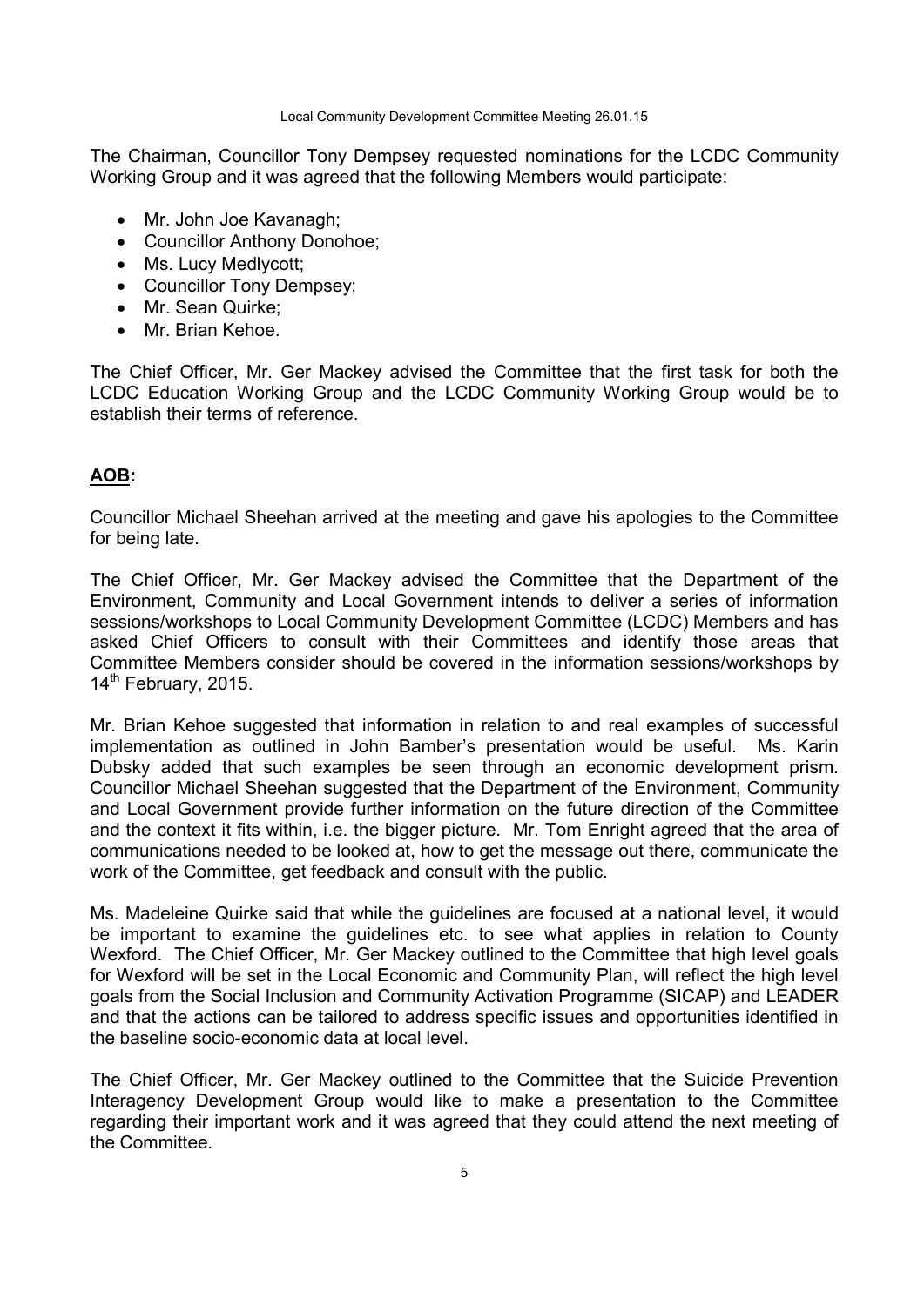The Chairman, Councillor Tony Dempsey requested nominations for the LCDC Community Working Group and it was agreed that the following Members would participate:

- Mr. John Joe Kavanagh;
- Councillor Anthony Donohoe;
- Ms. Lucy Medlycott;
- Councillor Tony Dempsey;
- Mr. Sean Quirke;
- Mr. Brian Kehoe.

The Chief Officer, Mr. Ger Mackey advised the Committee that the first task for both the LCDC Education Working Group and the LCDC Community Working Group would be to establish their terms of reference.

## **AOB:**

Councillor Michael Sheehan arrived at the meeting and gave his apologies to the Committee for being late.

The Chief Officer, Mr. Ger Mackey advised the Committee that the Department of the Environment, Community and Local Government intends to deliver a series of information sessions/workshops to Local Community Development Committee (LCDC) Members and has asked Chief Officers to consult with their Committees and identify those areas that Committee Members consider should be covered in the information sessions/workshops by 14th February, 2015.

Mr. Brian Kehoe suggested that information in relation to and real examples of successful implementation as outlined in John Bamber's presentation would be useful. Ms. Karin Dubsky added that such examples be seen through an economic development prism. Councillor Michael Sheehan suggested that the Department of the Environment, Community and Local Government provide further information on the future direction of the Committee and the context it fits within, i.e. the bigger picture. Mr. Tom Enright agreed that the area of communications needed to be looked at, how to get the message out there, communicate the work of the Committee, get feedback and consult with the public.

Ms. Madeleine Quirke said that while the guidelines are focused at a national level, it would be important to examine the guidelines etc. to see what applies in relation to County Wexford. The Chief Officer, Mr. Ger Mackey outlined to the Committee that high level goals for Wexford will be set in the Local Economic and Community Plan, will reflect the high level goals from the Social Inclusion and Community Activation Programme (SICAP) and LEADER and that the actions can be tailored to address specific issues and opportunities identified in the baseline socio-economic data at local level.

The Chief Officer, Mr. Ger Mackey outlined to the Committee that the Suicide Prevention Interagency Development Group would like to make a presentation to the Committee regarding their important work and it was agreed that they could attend the next meeting of the Committee.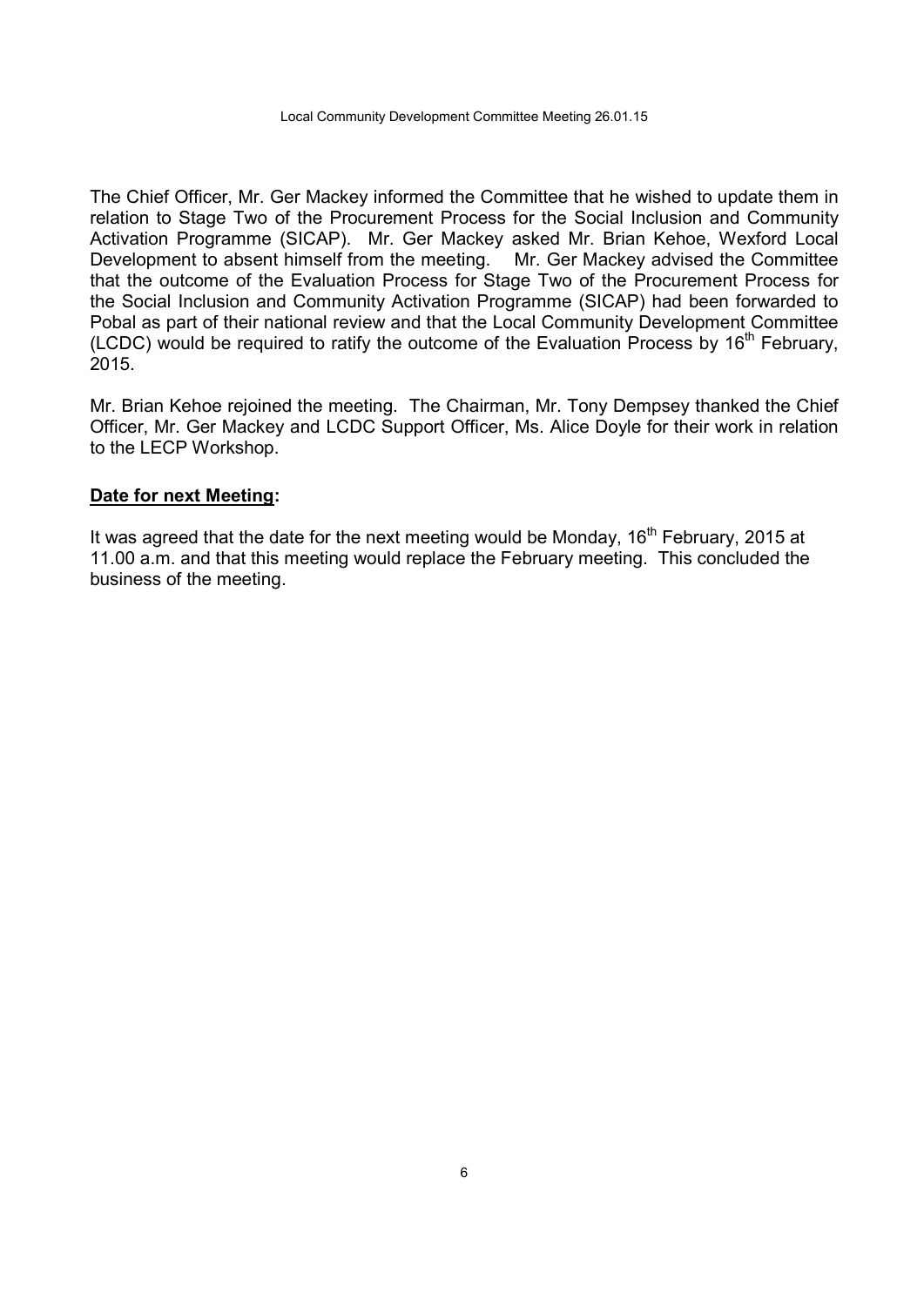The Chief Officer, Mr. Ger Mackey informed the Committee that he wished to update them in relation to Stage Two of the Procurement Process for the Social Inclusion and Community Activation Programme (SICAP). Mr. Ger Mackey asked Mr. Brian Kehoe, Wexford Local Development to absent himself from the meeting. Mr. Ger Mackey advised the Committee that the outcome of the Evaluation Process for Stage Two of the Procurement Process for the Social Inclusion and Community Activation Programme (SICAP) had been forwarded to Pobal as part of their national review and that the Local Community Development Committee (LCDC) would be required to ratify the outcome of the Evaluation Process by 16th February, 2015.

Mr. Brian Kehoe rejoined the meeting. The Chairman, Mr. Tony Dempsey thanked the Chief Officer, Mr. Ger Mackey and LCDC Support Officer, Ms. Alice Doyle for their work in relation to the LECP Workshop.

**Date for next Meeting:**

It was agreed that the date for the next meeting would be Monday, 16th February, 2015 at 11.00 a.m. and that this meeting would replace the February meeting. This concluded the business of the meeting.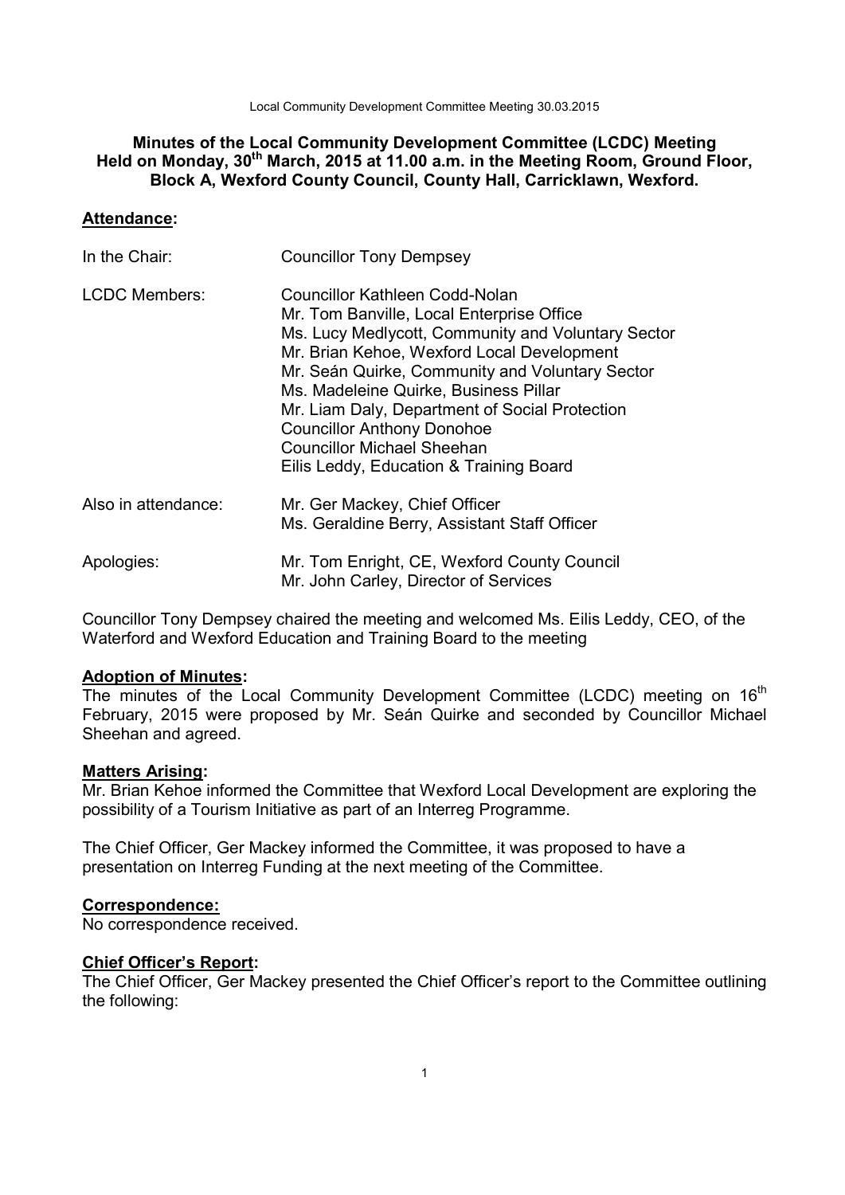**Minutes of the Local Community Development Committee (LCDC) Meeting Held on Monday, 30th March, 2015 at 11.00 a.m. in the Meeting Room, Ground Floor, Block A, Wexford County Council, County Hall, Carricklawn, Wexford.**

## Attendance:

| | |
|---|---|
| In the Chair: | Councillor Tony Dempsey |
| LCDC Members: | Councillor Kathleen Codd-Nolan<br>Mr. Tom Banville, Local Enterprise Office<br>Ms. Lucy Medlycott, Community and Voluntary Sector<br>Mr. Brian Kehoe, Wexford Local Development<br>Mr. Seán Quirke, Community and Voluntary Sector<br>Ms. Madeleine Quirke, Business Pillar<br>Mr. Liam Daly, Department of Social Protection<br>Councillor Anthony Donohoe<br>Councillor Michael Sheehan<br>Eilis Leddy, Education & Training Board |
| Also in attendance: | Mr. Ger Mackey, Chief Officer<br>Ms. Geraldine Berry, Assistant Staff Officer |
| Apologies: | Mr. Tom Enright, CE, Wexford County Council<br>Mr. John Carley, Director of Services |

Councillor Tony Dempsey chaired the meeting and welcomed Ms. Eilis Leddy, CEO, of the Waterford and Wexford Education and Training Board to the meeting

## Adoption of Minutes:

The minutes of the Local Community Development Committee (LCDC) meeting on 16th February, 2015 were proposed by Mr. Seán Quirke and seconded by Councillor Michael Sheehan and agreed.

## Matters Arising:

Mr. Brian Kehoe informed the Committee that Wexford Local Development are exploring the possibility of a Tourism Initiative as part of an Interreg Programme.

The Chief Officer, Ger Mackey informed the Committee, it was proposed to have a presentation on Interreg Funding at the next meeting of the Committee.

## Correspondence:

No correspondence received.

## Chief Officer's Report:

The Chief Officer, Ger Mackey presented the Chief Officer's report to the Committee outlining the following: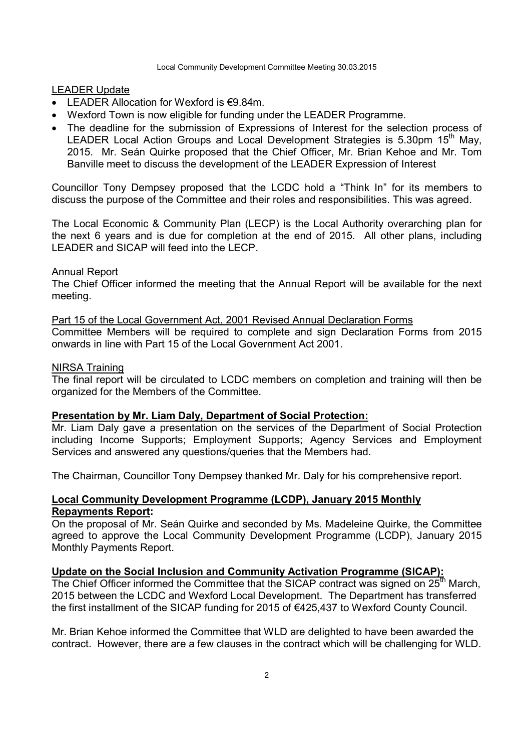LEADER Update

- LEADER Allocation for Wexford is €9.84m.
- Wexford Town is now eligible for funding under the LEADER Programme.
- The deadline for the submission of Expressions of Interest for the selection process of LEADER Local Action Groups and Local Development Strategies is 5.30pm 15th May, 2015. Mr. Seán Quirke proposed that the Chief Officer, Mr. Brian Kehoe and Mr. Tom Banville meet to discuss the development of the LEADER Expression of Interest

Councillor Tony Dempsey proposed that the LCDC hold a "Think In" for its members to discuss the purpose of the Committee and their roles and responsibilities. This was agreed.

The Local Economic & Community Plan (LECP) is the Local Authority overarching plan for the next 6 years and is due for completion at the end of 2015. All other plans, including LEADER and SICAP will feed into the LECP.

Annual Report

The Chief Officer informed the meeting that the Annual Report will be available for the next meeting.

Part 15 of the Local Government Act, 2001 Revised Annual Declaration Forms

Committee Members will be required to complete and sign Declaration Forms from 2015 onwards in line with Part 15 of the Local Government Act 2001.

NIRSA Training

The final report will be circulated to LCDC members on completion and training will then be organized for the Members of the Committee.

**Presentation by Mr. Liam Daly, Department of Social Protection:**

Mr. Liam Daly gave a presentation on the services of the Department of Social Protection including Income Supports; Employment Supports; Agency Services and Employment Services and answered any questions/queries that the Members had.

The Chairman, Councillor Tony Dempsey thanked Mr. Daly for his comprehensive report.

**Local Community Development Programme (LCDP), January 2015 Monthly Repayments Report:**

On the proposal of Mr. Seán Quirke and seconded by Ms. Madeleine Quirke, the Committee agreed to approve the Local Community Development Programme (LCDP), January 2015 Monthly Payments Report.

**Update on the Social Inclusion and Community Activation Programme (SICAP):**

The Chief Officer informed the Committee that the SICAP contract was signed on 25th March, 2015 between the LCDC and Wexford Local Development. The Department has transferred the first installment of the SICAP funding for 2015 of €425,437 to Wexford County Council.

Mr. Brian Kehoe informed the Committee that WLD are delighted to have been awarded the contract. However, there are a few clauses in the contract which will be challenging for WLD.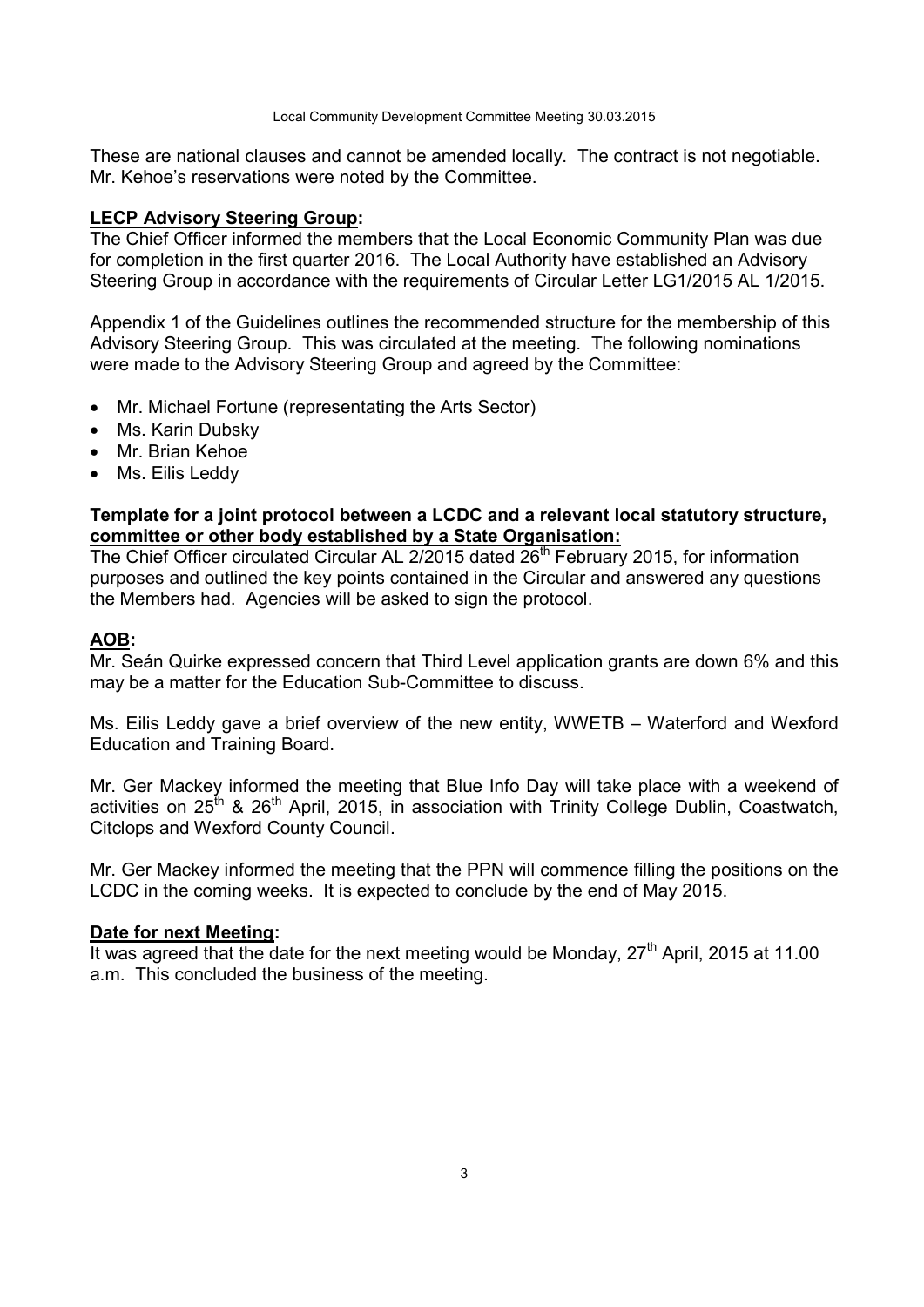These are national clauses and cannot be amended locally. The contract is not negotiable. Mr. Kehoe's reservations were noted by the Committee.

**LECP Advisory Steering Group:**

The Chief Officer informed the members that the Local Economic Community Plan was due for completion in the first quarter 2016. The Local Authority have established an Advisory Steering Group in accordance with the requirements of Circular Letter LG1/2015 AL 1/2015.

Appendix 1 of the Guidelines outlines the recommended structure for the membership of this Advisory Steering Group. This was circulated at the meeting. The following nominations were made to the Advisory Steering Group and agreed by the Committee:

- Mr. Michael Fortune (representating the Arts Sector)
- Ms. Karin Dubsky
- Mr. Brian Kehoe
- Ms. Eilis Leddy

**Template for a joint protocol between a LCDC and a relevant local statutory structure, committee or other body established by a State Organisation:**

The Chief Officer circulated Circular AL 2/2015 dated 26th February 2015, for information purposes and outlined the key points contained in the Circular and answered any questions the Members had. Agencies will be asked to sign the protocol.

**AOB:**

Mr. Seán Quirke expressed concern that Third Level application grants are down 6% and this may be a matter for the Education Sub-Committee to discuss.

Ms. Eilis Leddy gave a brief overview of the new entity, WWETB – Waterford and Wexford Education and Training Board.

Mr. Ger Mackey informed the meeting that Blue Info Day will take place with a weekend of activities on 25th & 26th April, 2015, in association with Trinity College Dublin, Coastwatch, Citclops and Wexford County Council.

Mr. Ger Mackey informed the meeting that the PPN will commence filling the positions on the LCDC in the coming weeks. It is expected to conclude by the end of May 2015.

**Date for next Meeting:**

It was agreed that the date for the next meeting would be Monday, 27th April, 2015 at 11.00 a.m. This concluded the business of the meeting.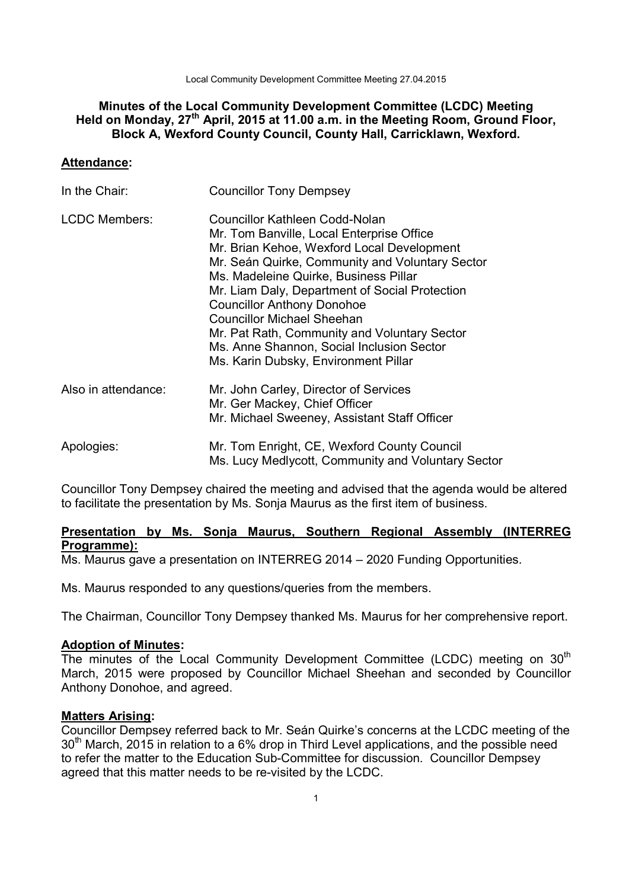**Minutes of the Local Community Development Committee (LCDC) Meeting Held on Monday, 27th April, 2015 at 11.00 a.m. in the Meeting Room, Ground Floor, Block A, Wexford County Council, County Hall, Carricklawn, Wexford.**

## Attendance:

| | |
|---|---|
| In the Chair: | Councillor Tony Dempsey |
| LCDC Members: | Councillor Kathleen Codd-Nolan<br>Mr. Tom Banville, Local Enterprise Office<br>Mr. Brian Kehoe, Wexford Local Development<br>Mr. Seán Quirke, Community and Voluntary Sector<br>Ms. Madeleine Quirke, Business Pillar<br>Mr. Liam Daly, Department of Social Protection<br>Councillor Anthony Donohoe<br>Councillor Michael Sheehan<br>Mr. Pat Rath, Community and Voluntary Sector<br>Ms. Anne Shannon, Social Inclusion Sector<br>Ms. Karin Dubsky, Environment Pillar |
| Also in attendance: | Mr. John Carley, Director of Services<br>Mr. Ger Mackey, Chief Officer<br>Mr. Michael Sweeney, Assistant Staff Officer |
| Apologies: | Mr. Tom Enright, CE, Wexford County Council<br>Ms. Lucy Medlycott, Community and Voluntary Sector |

Councillor Tony Dempsey chaired the meeting and advised that the agenda would be altered to facilitate the presentation by Ms. Sonja Maurus as the first item of business.

## Presentation by Ms. Sonja Maurus, Southern Regional Assembly (INTERREG Programme):

Ms. Maurus gave a presentation on INTERREG 2014 – 2020 Funding Opportunities.

Ms. Maurus responded to any questions/queries from the members.

The Chairman, Councillor Tony Dempsey thanked Ms. Maurus for her comprehensive report.

## Adoption of Minutes:

The minutes of the Local Community Development Committee (LCDC) meeting on 30th March, 2015 were proposed by Councillor Michael Sheehan and seconded by Councillor Anthony Donohoe, and agreed.

## Matters Arising:

Councillor Dempsey referred back to Mr. Seán Quirke's concerns at the LCDC meeting of the 30th March, 2015 in relation to a 6% drop in Third Level applications, and the possible need to refer the matter to the Education Sub-Committee for discussion. Councillor Dempsey agreed that this matter needs to be re-visited by the LCDC.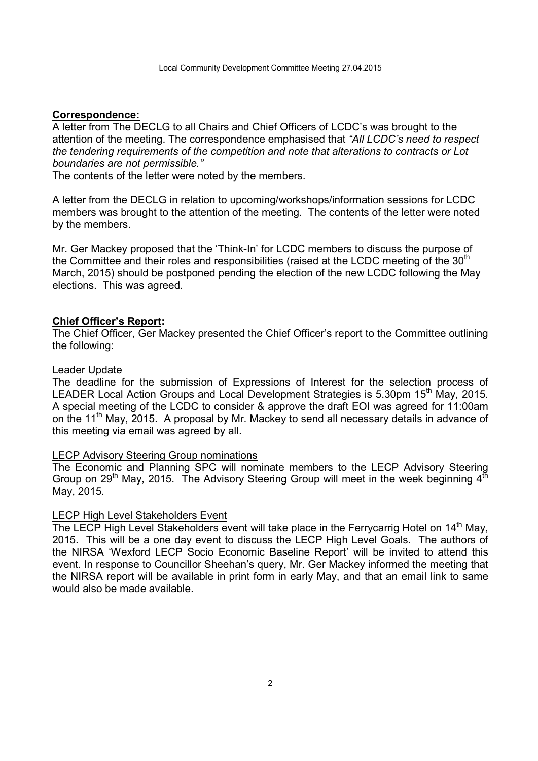**Correspondence:**

A letter from The DECLG to all Chairs and Chief Officers of LCDC's was brought to the attention of the meeting. The correspondence emphasised that *"All LCDC's need to respect the tendering requirements of the competition and note that alterations to contracts or Lot boundaries are not permissible."*

The contents of the letter were noted by the members.

A letter from the DECLG in relation to upcoming/workshops/information sessions for LCDC members was brought to the attention of the meeting. The contents of the letter were noted by the members.

Mr. Ger Mackey proposed that the 'Think-In' for LCDC members to discuss the purpose of the Committee and their roles and responsibilities (raised at the LCDC meeting of the 30th March, 2015) should be postponed pending the election of the new LCDC following the May elections. This was agreed.

**Chief Officer's Report:**

The Chief Officer, Ger Mackey presented the Chief Officer's report to the Committee outlining the following:

Leader Update

The deadline for the submission of Expressions of Interest for the selection process of LEADER Local Action Groups and Local Development Strategies is 5.30pm 15th May, 2015. A special meeting of the LCDC to consider & approve the draft EOI was agreed for 11:00am on the 11th May, 2015. A proposal by Mr. Mackey to send all necessary details in advance of this meeting via email was agreed by all.

LECP Advisory Steering Group nominations

The Economic and Planning SPC will nominate members to the LECP Advisory Steering Group on 29th May, 2015. The Advisory Steering Group will meet in the week beginning 4th May, 2015.

LECP High Level Stakeholders Event

The LECP High Level Stakeholders event will take place in the Ferrycarrig Hotel on 14th May, 2015. This will be a one day event to discuss the LECP High Level Goals. The authors of the NIRSA 'Wexford LECP Socio Economic Baseline Report' will be invited to attend this event. In response to Councillor Sheehan's query, Mr. Ger Mackey informed the meeting that the NIRSA report will be available in print form in early May, and that an email link to same would also be made available.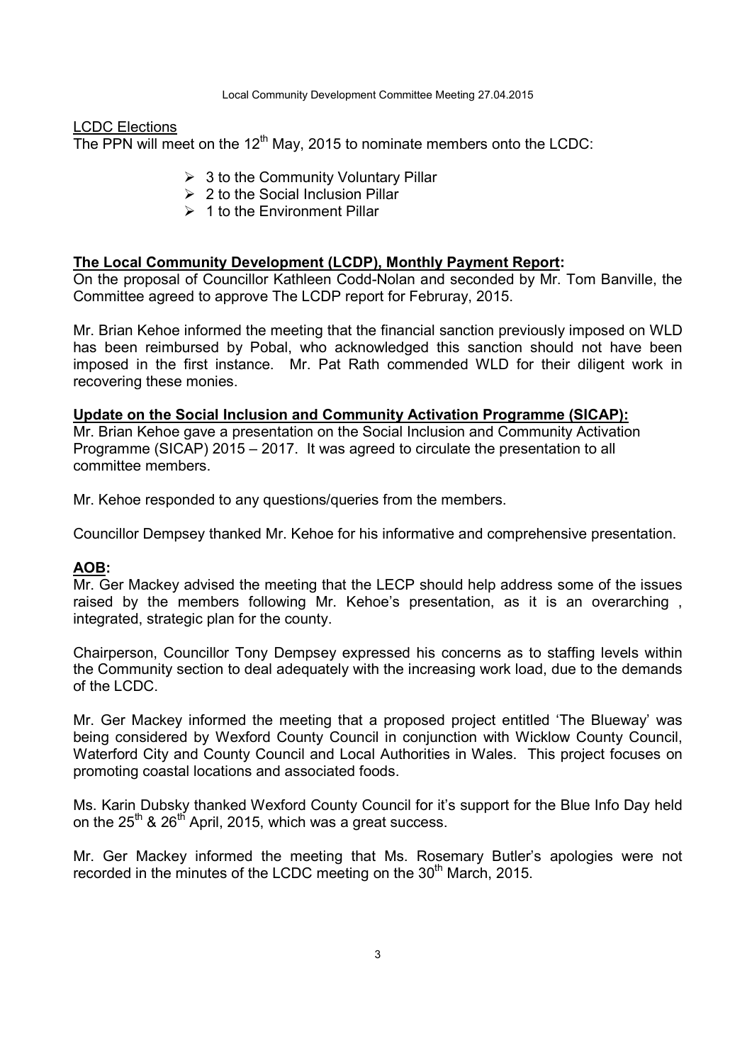LCDC Elections

The PPN will meet on the 12th May, 2015 to nominate members onto the LCDC:

- 3 to the Community Voluntary Pillar
- 2 to the Social Inclusion Pillar
- 1 to the Environment Pillar

**The Local Community Development (LCDP), Monthly Payment Report:**

On the proposal of Councillor Kathleen Codd-Nolan and seconded by Mr. Tom Banville, the Committee agreed to approve The LCDP report for Februray, 2015.

Mr. Brian Kehoe informed the meeting that the financial sanction previously imposed on WLD has been reimbursed by Pobal, who acknowledged this sanction should not have been imposed in the first instance. Mr. Pat Rath commended WLD for their diligent work in recovering these monies.

**Update on the Social Inclusion and Community Activation Programme (SICAP):**

Mr. Brian Kehoe gave a presentation on the Social Inclusion and Community Activation Programme (SICAP) 2015 – 2017. It was agreed to circulate the presentation to all committee members.

Mr. Kehoe responded to any questions/queries from the members.

Councillor Dempsey thanked Mr. Kehoe for his informative and comprehensive presentation.

**AOB:**

Mr. Ger Mackey advised the meeting that the LECP should help address some of the issues raised by the members following Mr. Kehoe's presentation, as it is an overarching , integrated, strategic plan for the county.

Chairperson, Councillor Tony Dempsey expressed his concerns as to staffing levels within the Community section to deal adequately with the increasing work load, due to the demands of the LCDC.

Mr. Ger Mackey informed the meeting that a proposed project entitled 'The Blueway' was being considered by Wexford County Council in conjunction with Wicklow County Council, Waterford City and County Council and Local Authorities in Wales. This project focuses on promoting coastal locations and associated foods.

Ms. Karin Dubsky thanked Wexford County Council for it's support for the Blue Info Day held on the 25th & 26th April, 2015, which was a great success.

Mr. Ger Mackey informed the meeting that Ms. Rosemary Butler's apologies were not recorded in the minutes of the LCDC meeting on the 30th March, 2015.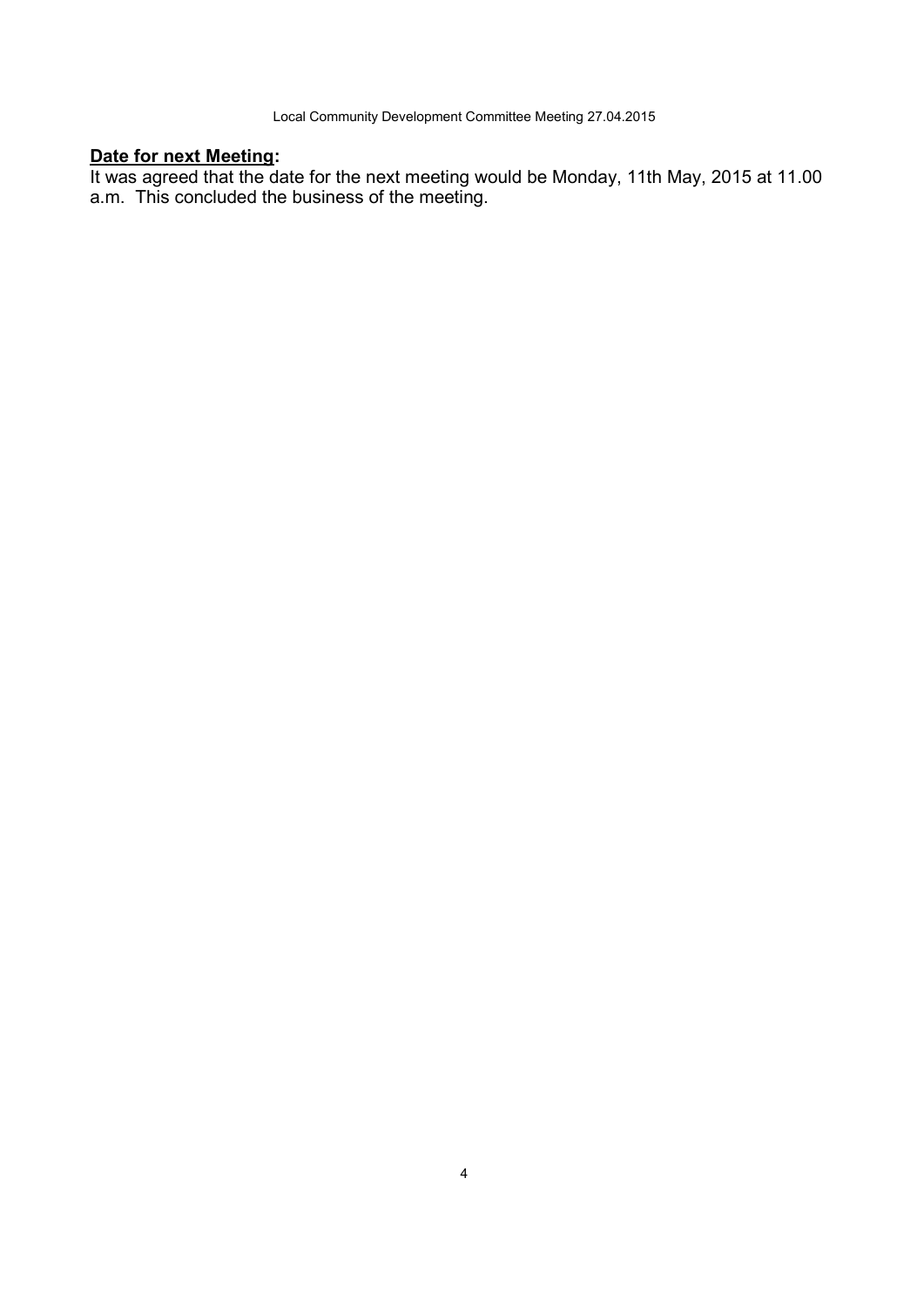**Date for next Meeting:**

It was agreed that the date for the next meeting would be Monday, 11th May, 2015 at 11.00 a.m. This concluded the business of the meeting.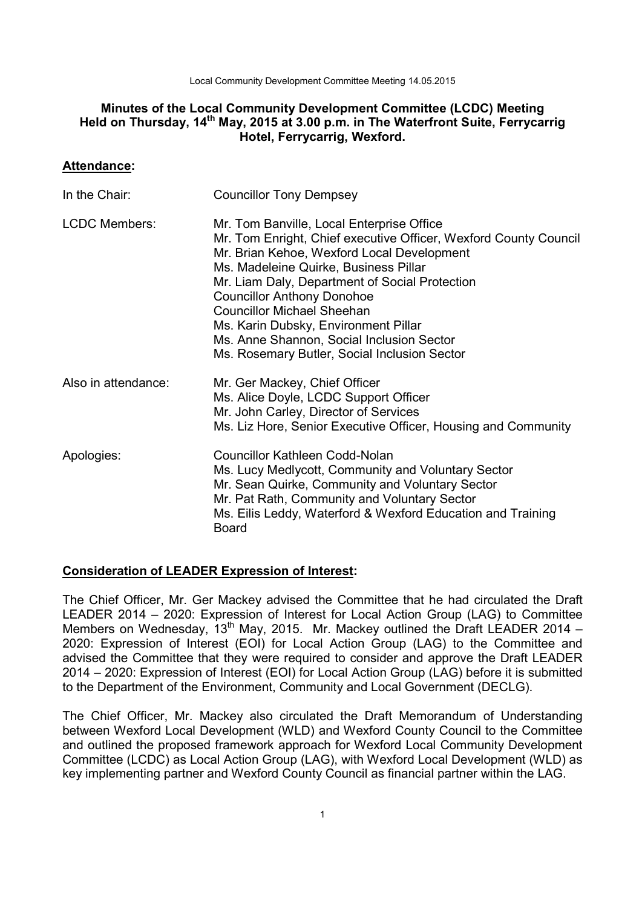# Minutes of the Local Community Development Committee (LCDC) Meeting Held on Thursday, 14th May, 2015 at 3.00 p.m. in The Waterfront Suite, Ferrycarrig Hotel, Ferrycarrig, Wexford.

## Attendance:

| | |
|---|---|
| In the Chair: | Councillor Tony Dempsey |
| LCDC Members: | Mr. Tom Banville, Local Enterprise Office<br>Mr. Tom Enright, Chief executive Officer, Wexford County Council<br>Mr. Brian Kehoe, Wexford Local Development<br>Ms. Madeleine Quirke, Business Pillar<br>Mr. Liam Daly, Department of Social Protection<br>Councillor Anthony Donohoe<br>Councillor Michael Sheehan<br>Ms. Karin Dubsky, Environment Pillar<br>Ms. Anne Shannon, Social Inclusion Sector<br>Ms. Rosemary Butler, Social Inclusion Sector |
| Also in attendance: | Mr. Ger Mackey, Chief Officer<br>Ms. Alice Doyle, LCDC Support Officer<br>Mr. John Carley, Director of Services<br>Ms. Liz Hore, Senior Executive Officer, Housing and Community |
| Apologies: | Councillor Kathleen Codd-Nolan<br>Ms. Lucy Medlycott, Community and Voluntary Sector<br>Mr. Sean Quirke, Community and Voluntary Sector<br>Mr. Pat Rath, Community and Voluntary Sector<br>Ms. Eilis Leddy, Waterford & Wexford Education and Training Board |

## Consideration of LEADER Expression of Interest:

The Chief Officer, Mr. Ger Mackey advised the Committee that he had circulated the Draft LEADER 2014 – 2020: Expression of Interest for Local Action Group (LAG) to Committee Members on Wednesday, 13th May, 2015. Mr. Mackey outlined the Draft LEADER 2014 – 2020: Expression of Interest (EOI) for Local Action Group (LAG) to the Committee and advised the Committee that they were required to consider and approve the Draft LEADER 2014 – 2020: Expression of Interest (EOI) for Local Action Group (LAG) before it is submitted to the Department of the Environment, Community and Local Government (DECLG).

The Chief Officer, Mr. Mackey also circulated the Draft Memorandum of Understanding between Wexford Local Development (WLD) and Wexford County Council to the Committee and outlined the proposed framework approach for Wexford Local Community Development Committee (LCDC) as Local Action Group (LAG), with Wexford Local Development (WLD) as key implementing partner and Wexford County Council as financial partner within the LAG.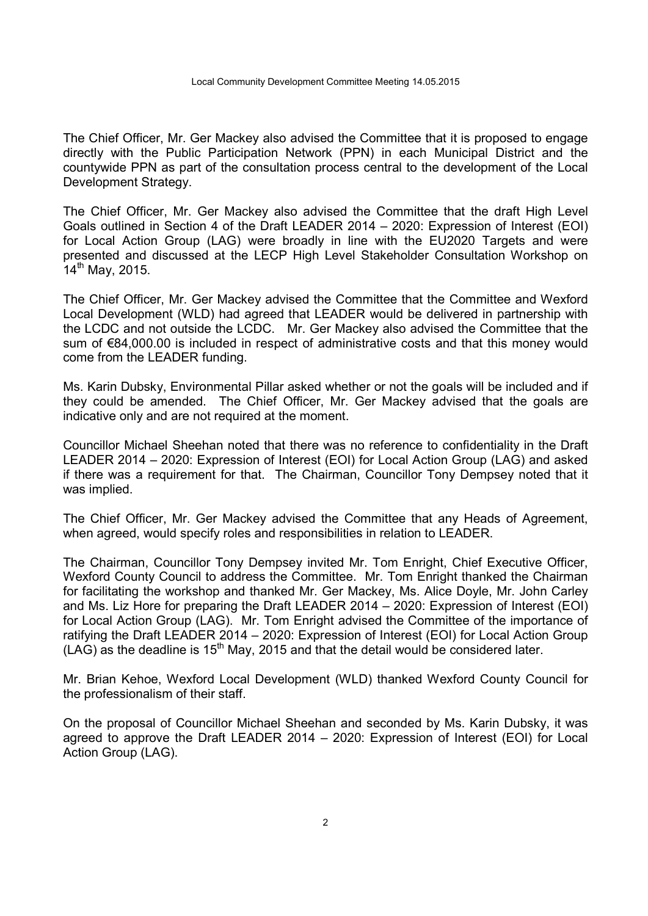The Chief Officer, Mr. Ger Mackey also advised the Committee that it is proposed to engage directly with the Public Participation Network (PPN) in each Municipal District and the countywide PPN as part of the consultation process central to the development of the Local Development Strategy.

The Chief Officer, Mr. Ger Mackey also advised the Committee that the draft High Level Goals outlined in Section 4 of the Draft LEADER 2014 – 2020: Expression of Interest (EOI) for Local Action Group (LAG) were broadly in line with the EU2020 Targets and were presented and discussed at the LECP High Level Stakeholder Consultation Workshop on 14th May, 2015.

The Chief Officer, Mr. Ger Mackey advised the Committee that the Committee and Wexford Local Development (WLD) had agreed that LEADER would be delivered in partnership with the LCDC and not outside the LCDC. Mr. Ger Mackey also advised the Committee that the sum of €84,000.00 is included in respect of administrative costs and that this money would come from the LEADER funding.

Ms. Karin Dubsky, Environmental Pillar asked whether or not the goals will be included and if they could be amended. The Chief Officer, Mr. Ger Mackey advised that the goals are indicative only and are not required at the moment.

Councillor Michael Sheehan noted that there was no reference to confidentiality in the Draft LEADER 2014 – 2020: Expression of Interest (EOI) for Local Action Group (LAG) and asked if there was a requirement for that. The Chairman, Councillor Tony Dempsey noted that it was implied.

The Chief Officer, Mr. Ger Mackey advised the Committee that any Heads of Agreement, when agreed, would specify roles and responsibilities in relation to LEADER.

The Chairman, Councillor Tony Dempsey invited Mr. Tom Enright, Chief Executive Officer, Wexford County Council to address the Committee. Mr. Tom Enright thanked the Chairman for facilitating the workshop and thanked Mr. Ger Mackey, Ms. Alice Doyle, Mr. John Carley and Ms. Liz Hore for preparing the Draft LEADER 2014 – 2020: Expression of Interest (EOI) for Local Action Group (LAG). Mr. Tom Enright advised the Committee of the importance of ratifying the Draft LEADER 2014 – 2020: Expression of Interest (EOI) for Local Action Group (LAG) as the deadline is 15th May, 2015 and that the detail would be considered later.

Mr. Brian Kehoe, Wexford Local Development (WLD) thanked Wexford County Council for the professionalism of their staff.

On the proposal of Councillor Michael Sheehan and seconded by Ms. Karin Dubsky, it was agreed to approve the Draft LEADER 2014 – 2020: Expression of Interest (EOI) for Local Action Group (LAG).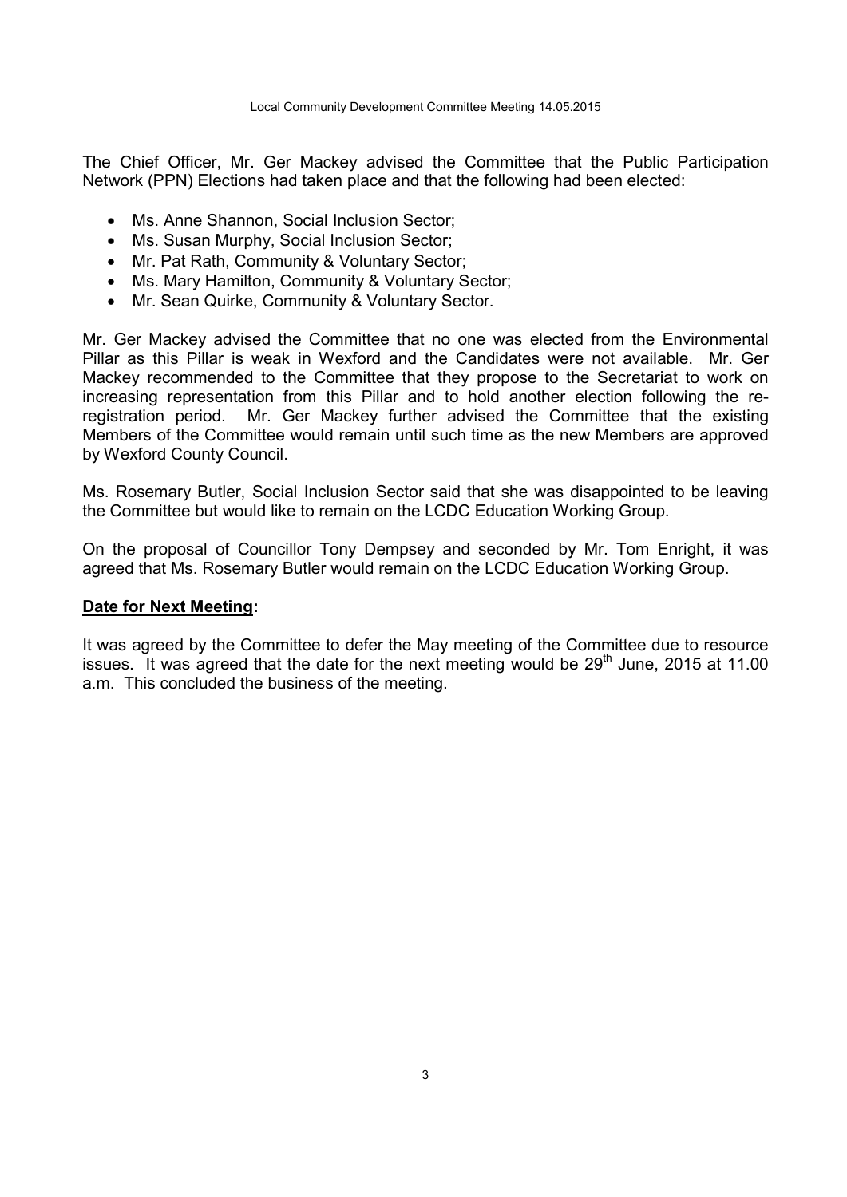The Chief Officer, Mr. Ger Mackey advised the Committee that the Public Participation Network (PPN) Elections had taken place and that the following had been elected:

- Ms. Anne Shannon, Social Inclusion Sector;
- Ms. Susan Murphy, Social Inclusion Sector;
- Mr. Pat Rath, Community & Voluntary Sector;
- Ms. Mary Hamilton, Community & Voluntary Sector;
- Mr. Sean Quirke, Community & Voluntary Sector.

Mr. Ger Mackey advised the Committee that no one was elected from the Environmental Pillar as this Pillar is weak in Wexford and the Candidates were not available. Mr. Ger Mackey recommended to the Committee that they propose to the Secretariat to work on increasing representation from this Pillar and to hold another election following the re-registration period. Mr. Ger Mackey further advised the Committee that the existing Members of the Committee would remain until such time as the new Members are approved by Wexford County Council.

Ms. Rosemary Butler, Social Inclusion Sector said that she was disappointed to be leaving the Committee but would like to remain on the LCDC Education Working Group.

On the proposal of Councillor Tony Dempsey and seconded by Mr. Tom Enright, it was agreed that Ms. Rosemary Butler would remain on the LCDC Education Working Group.

**Date for Next Meeting:**

It was agreed by the Committee to defer the May meeting of the Committee due to resource issues. It was agreed that the date for the next meeting would be 29th June, 2015 at 11.00 a.m. This concluded the business of the meeting.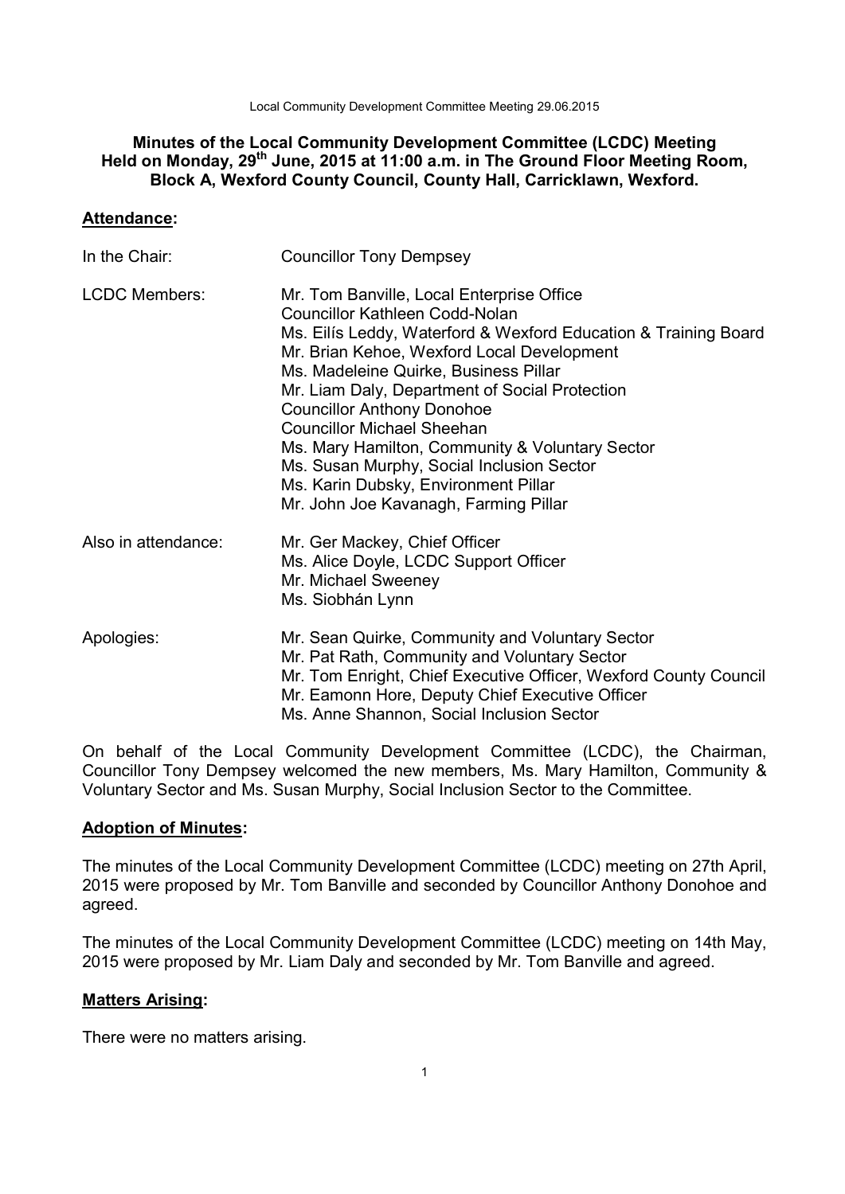**Minutes of the Local Community Development Committee (LCDC) Meeting Held on Monday, 29th June, 2015 at 11:00 a.m. in The Ground Floor Meeting Room, Block A, Wexford County Council, County Hall, Carricklawn, Wexford.**

## Attendance:

| | |
|---|---|
| In the Chair: | Councillor Tony Dempsey |
| LCDC Members: | Mr. Tom Banville, Local Enterprise Office<br>Councillor Kathleen Codd-Nolan<br>Ms. Eilís Leddy, Waterford & Wexford Education & Training Board<br>Mr. Brian Kehoe, Wexford Local Development<br>Ms. Madeleine Quirke, Business Pillar<br>Mr. Liam Daly, Department of Social Protection<br>Councillor Anthony Donohoe<br>Councillor Michael Sheehan<br>Ms. Mary Hamilton, Community & Voluntary Sector<br>Ms. Susan Murphy, Social Inclusion Sector<br>Ms. Karin Dubsky, Environment Pillar<br>Mr. John Joe Kavanagh, Farming Pillar |
| Also in attendance: | Mr. Ger Mackey, Chief Officer<br>Ms. Alice Doyle, LCDC Support Officer<br>Mr. Michael Sweeney<br>Ms. Siobhán Lynn |
| Apologies: | Mr. Sean Quirke, Community and Voluntary Sector<br>Mr. Pat Rath, Community and Voluntary Sector<br>Mr. Tom Enright, Chief Executive Officer, Wexford County Council<br>Mr. Eamonn Hore, Deputy Chief Executive Officer<br>Ms. Anne Shannon, Social Inclusion Sector |

On behalf of the Local Community Development Committee (LCDC), the Chairman, Councillor Tony Dempsey welcomed the new members, Ms. Mary Hamilton, Community & Voluntary Sector and Ms. Susan Murphy, Social Inclusion Sector to the Committee.

## Adoption of Minutes:

The minutes of the Local Community Development Committee (LCDC) meeting on 27th April, 2015 were proposed by Mr. Tom Banville and seconded by Councillor Anthony Donohoe and agreed.

The minutes of the Local Community Development Committee (LCDC) meeting on 14th May, 2015 were proposed by Mr. Liam Daly and seconded by Mr. Tom Banville and agreed.

## Matters Arising:

There were no matters arising.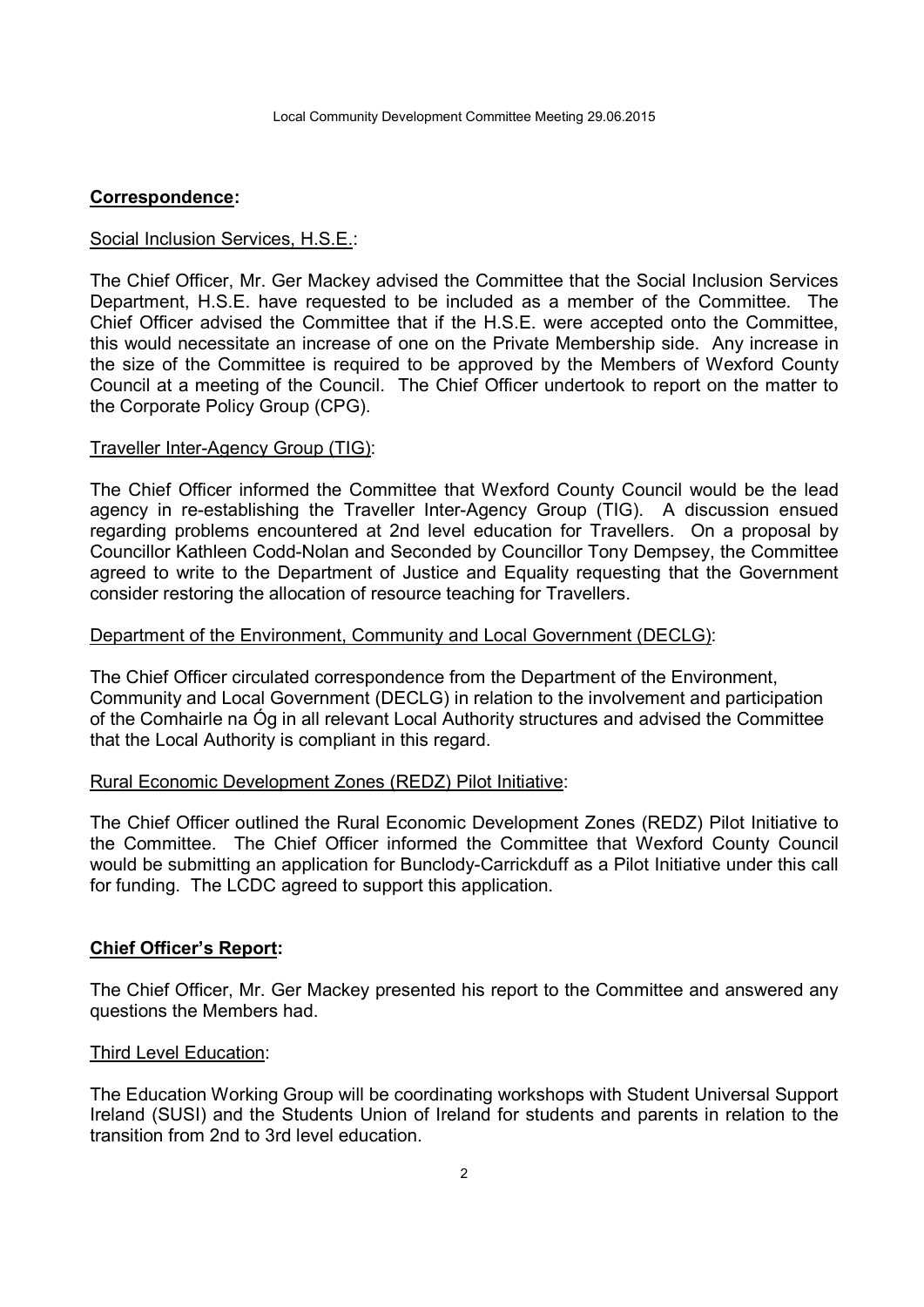## **Correspondence:**

Social Inclusion Services, H.S.E.:

The Chief Officer, Mr. Ger Mackey advised the Committee that the Social Inclusion Services Department, H.S.E. have requested to be included as a member of the Committee. The Chief Officer advised the Committee that if the H.S.E. were accepted onto the Committee, this would necessitate an increase of one on the Private Membership side. Any increase in the size of the Committee is required to be approved by the Members of Wexford County Council at a meeting of the Council. The Chief Officer undertook to report on the matter to the Corporate Policy Group (CPG).

Traveller Inter-Agency Group (TIG):

The Chief Officer informed the Committee that Wexford County Council would be the lead agency in re-establishing the Traveller Inter-Agency Group (TIG). A discussion ensued regarding problems encountered at 2nd level education for Travellers. On a proposal by Councillor Kathleen Codd-Nolan and Seconded by Councillor Tony Dempsey, the Committee agreed to write to the Department of Justice and Equality requesting that the Government consider restoring the allocation of resource teaching for Travellers.

Department of the Environment, Community and Local Government (DECLG):

The Chief Officer circulated correspondence from the Department of the Environment, Community and Local Government (DECLG) in relation to the involvement and participation of the Comhairle na Óg in all relevant Local Authority structures and advised the Committee that the Local Authority is compliant in this regard.

Rural Economic Development Zones (REDZ) Pilot Initiative:

The Chief Officer outlined the Rural Economic Development Zones (REDZ) Pilot Initiative to the Committee. The Chief Officer informed the Committee that Wexford County Council would be submitting an application for Bunclody-Carrickduff as a Pilot Initiative under this call for funding. The LCDC agreed to support this application.

## **Chief Officer's Report:**

The Chief Officer, Mr. Ger Mackey presented his report to the Committee and answered any questions the Members had.

Third Level Education:

The Education Working Group will be coordinating workshops with Student Universal Support Ireland (SUSI) and the Students Union of Ireland for students and parents in relation to the transition from 2nd to 3rd level education.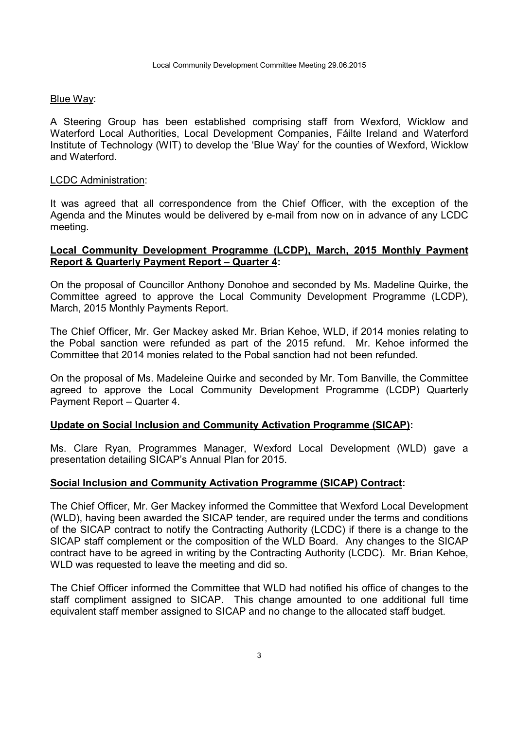Blue Way:

A Steering Group has been established comprising staff from Wexford, Wicklow and Waterford Local Authorities, Local Development Companies, Fáilte Ireland and Waterford Institute of Technology (WIT) to develop the 'Blue Way' for the counties of Wexford, Wicklow and Waterford.

LCDC Administration:

It was agreed that all correspondence from the Chief Officer, with the exception of the Agenda and the Minutes would be delivered by e-mail from now on in advance of any LCDC meeting.

**Local Community Development Programme (LCDP), March, 2015 Monthly Payment Report & Quarterly Payment Report – Quarter 4:**

On the proposal of Councillor Anthony Donohoe and seconded by Ms. Madeline Quirke, the Committee agreed to approve the Local Community Development Programme (LCDP), March, 2015 Monthly Payments Report.

The Chief Officer, Mr. Ger Mackey asked Mr. Brian Kehoe, WLD, if 2014 monies relating to the Pobal sanction were refunded as part of the 2015 refund. Mr. Kehoe informed the Committee that 2014 monies related to the Pobal sanction had not been refunded.

On the proposal of Ms. Madeleine Quirke and seconded by Mr. Tom Banville, the Committee agreed to approve the Local Community Development Programme (LCDP) Quarterly Payment Report – Quarter 4.

**Update on Social Inclusion and Community Activation Programme (SICAP):**

Ms. Clare Ryan, Programmes Manager, Wexford Local Development (WLD) gave a presentation detailing SICAP's Annual Plan for 2015.

**Social Inclusion and Community Activation Programme (SICAP) Contract:**

The Chief Officer, Mr. Ger Mackey informed the Committee that Wexford Local Development (WLD), having been awarded the SICAP tender, are required under the terms and conditions of the SICAP contract to notify the Contracting Authority (LCDC) if there is a change to the SICAP staff complement or the composition of the WLD Board. Any changes to the SICAP contract have to be agreed in writing by the Contracting Authority (LCDC). Mr. Brian Kehoe, WLD was requested to leave the meeting and did so.

The Chief Officer informed the Committee that WLD had notified his office of changes to the staff compliment assigned to SICAP. This change amounted to one additional full time equivalent staff member assigned to SICAP and no change to the allocated staff budget.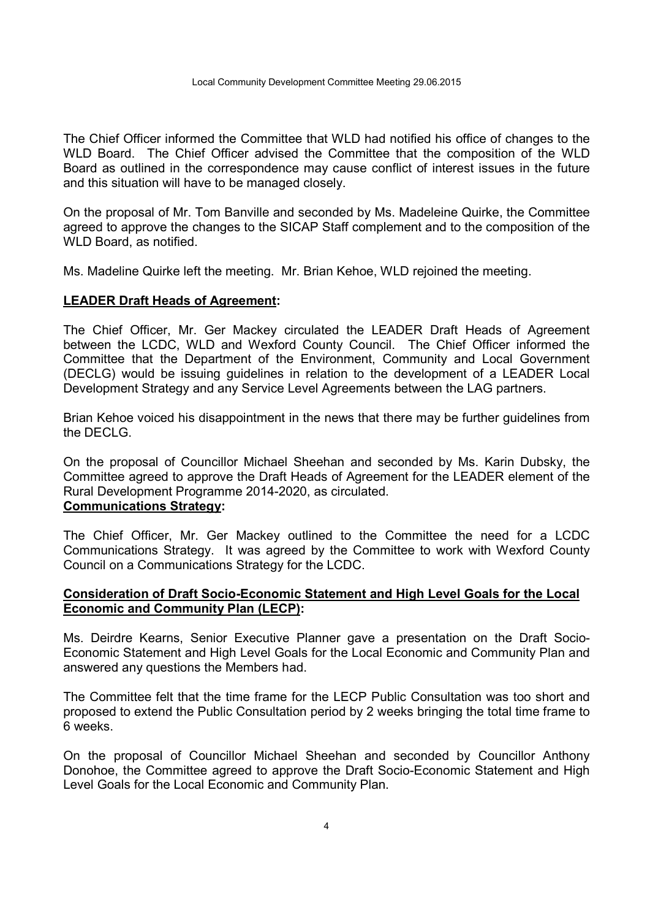The Chief Officer informed the Committee that WLD had notified his office of changes to the WLD Board. The Chief Officer advised the Committee that the composition of the WLD Board as outlined in the correspondence may cause conflict of interest issues in the future and this situation will have to be managed closely.

On the proposal of Mr. Tom Banville and seconded by Ms. Madeleine Quirke, the Committee agreed to approve the changes to the SICAP Staff complement and to the composition of the WLD Board, as notified.

Ms. Madeline Quirke left the meeting. Mr. Brian Kehoe, WLD rejoined the meeting.

**LEADER Draft Heads of Agreement:**

The Chief Officer, Mr. Ger Mackey circulated the LEADER Draft Heads of Agreement between the LCDC, WLD and Wexford County Council. The Chief Officer informed the Committee that the Department of the Environment, Community and Local Government (DECLG) would be issuing guidelines in relation to the development of a LEADER Local Development Strategy and any Service Level Agreements between the LAG partners.

Brian Kehoe voiced his disappointment in the news that there may be further guidelines from the DECLG.

On the proposal of Councillor Michael Sheehan and seconded by Ms. Karin Dubsky, the Committee agreed to approve the Draft Heads of Agreement for the LEADER element of the Rural Development Programme 2014-2020, as circulated.

**Communications Strategy:**

The Chief Officer, Mr. Ger Mackey outlined to the Committee the need for a LCDC Communications Strategy. It was agreed by the Committee to work with Wexford County Council on a Communications Strategy for the LCDC.

**Consideration of Draft Socio-Economic Statement and High Level Goals for the Local Economic and Community Plan (LECP):**

Ms. Deirdre Kearns, Senior Executive Planner gave a presentation on the Draft Socio-Economic Statement and High Level Goals for the Local Economic and Community Plan and answered any questions the Members had.

The Committee felt that the time frame for the LECP Public Consultation was too short and proposed to extend the Public Consultation period by 2 weeks bringing the total time frame to 6 weeks.

On the proposal of Councillor Michael Sheehan and seconded by Councillor Anthony Donohoe, the Committee agreed to approve the Draft Socio-Economic Statement and High Level Goals for the Local Economic and Community Plan.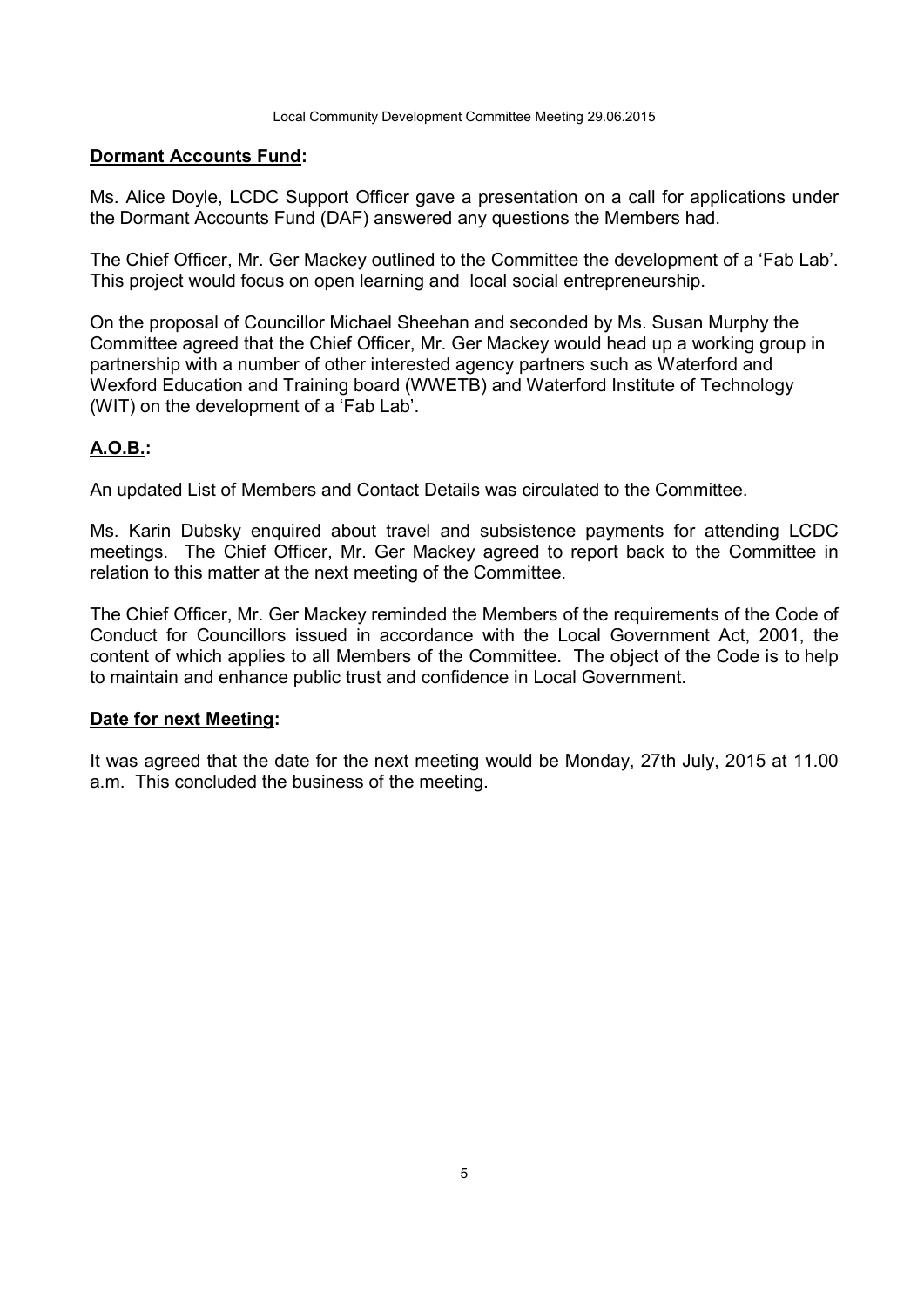**Dormant Accounts Fund:**

Ms. Alice Doyle, LCDC Support Officer gave a presentation on a call for applications under the Dormant Accounts Fund (DAF) answered any questions the Members had.

The Chief Officer, Mr. Ger Mackey outlined to the Committee the development of a 'Fab Lab'. This project would focus on open learning and local social entrepreneurship.

On the proposal of Councillor Michael Sheehan and seconded by Ms. Susan Murphy the Committee agreed that the Chief Officer, Mr. Ger Mackey would head up a working group in partnership with a number of other interested agency partners such as Waterford and Wexford Education and Training board (WWETB) and Waterford Institute of Technology (WIT) on the development of a 'Fab Lab'.

**A.O.B.:**

An updated List of Members and Contact Details was circulated to the Committee.

Ms. Karin Dubsky enquired about travel and subsistence payments for attending LCDC meetings. The Chief Officer, Mr. Ger Mackey agreed to report back to the Committee in relation to this matter at the next meeting of the Committee.

The Chief Officer, Mr. Ger Mackey reminded the Members of the requirements of the Code of Conduct for Councillors issued in accordance with the Local Government Act, 2001, the content of which applies to all Members of the Committee. The object of the Code is to help to maintain and enhance public trust and confidence in Local Government.

**Date for next Meeting:**

It was agreed that the date for the next meeting would be Monday, 27th July, 2015 at 11.00 a.m. This concluded the business of the meeting.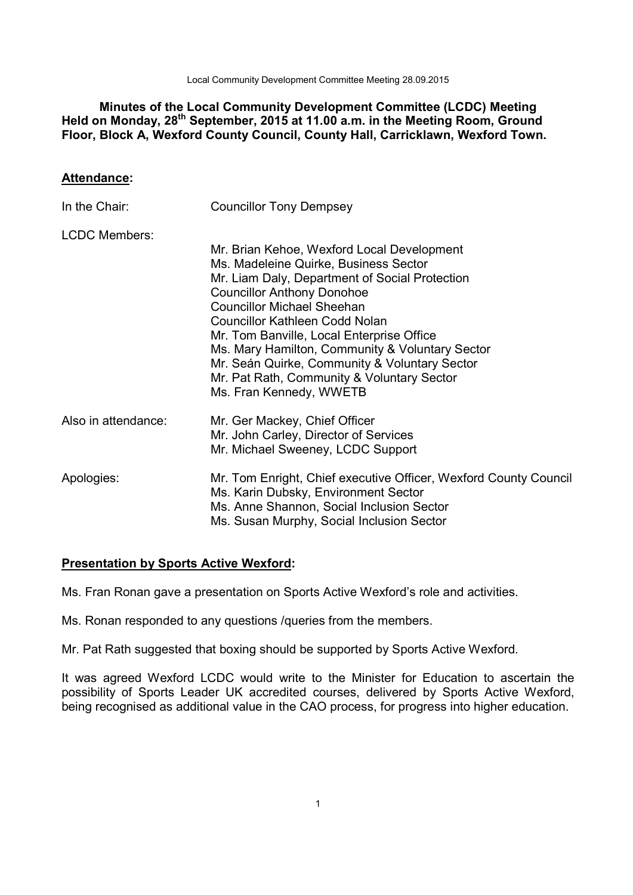**Minutes of the Local Community Development Committee (LCDC) Meeting Held on Monday, 28th September, 2015 at 11.00 a.m. in the Meeting Room, Ground Floor, Block A, Wexford County Council, County Hall, Carricklawn, Wexford Town.**

## Attendance:

| | |
|---|---|
| In the Chair: | Councillor Tony Dempsey |
| LCDC Members: | Mr. Brian Kehoe, Wexford Local Development<br>Ms. Madeleine Quirke, Business Sector<br>Mr. Liam Daly, Department of Social Protection<br>Councillor Anthony Donohoe<br>Councillor Michael Sheehan<br>Councillor Kathleen Codd Nolan<br>Mr. Tom Banville, Local Enterprise Office<br>Ms. Mary Hamilton, Community & Voluntary Sector<br>Mr. Seán Quirke, Community & Voluntary Sector<br>Mr. Pat Rath, Community & Voluntary Sector<br>Ms. Fran Kennedy, WWETB |
| Also in attendance: | Mr. Ger Mackey, Chief Officer<br>Mr. John Carley, Director of Services<br>Mr. Michael Sweeney, LCDC Support |
| Apologies: | Mr. Tom Enright, Chief executive Officer, Wexford County Council<br>Ms. Karin Dubsky, Environment Sector<br>Ms. Anne Shannon, Social Inclusion Sector<br>Ms. Susan Murphy, Social Inclusion Sector |

## Presentation by Sports Active Wexford:

Ms. Fran Ronan gave a presentation on Sports Active Wexford's role and activities.

Ms. Ronan responded to any questions /queries from the members.

Mr. Pat Rath suggested that boxing should be supported by Sports Active Wexford.

It was agreed Wexford LCDC would write to the Minister for Education to ascertain the possibility of Sports Leader UK accredited courses, delivered by Sports Active Wexford, being recognised as additional value in the CAO process, for progress into higher education.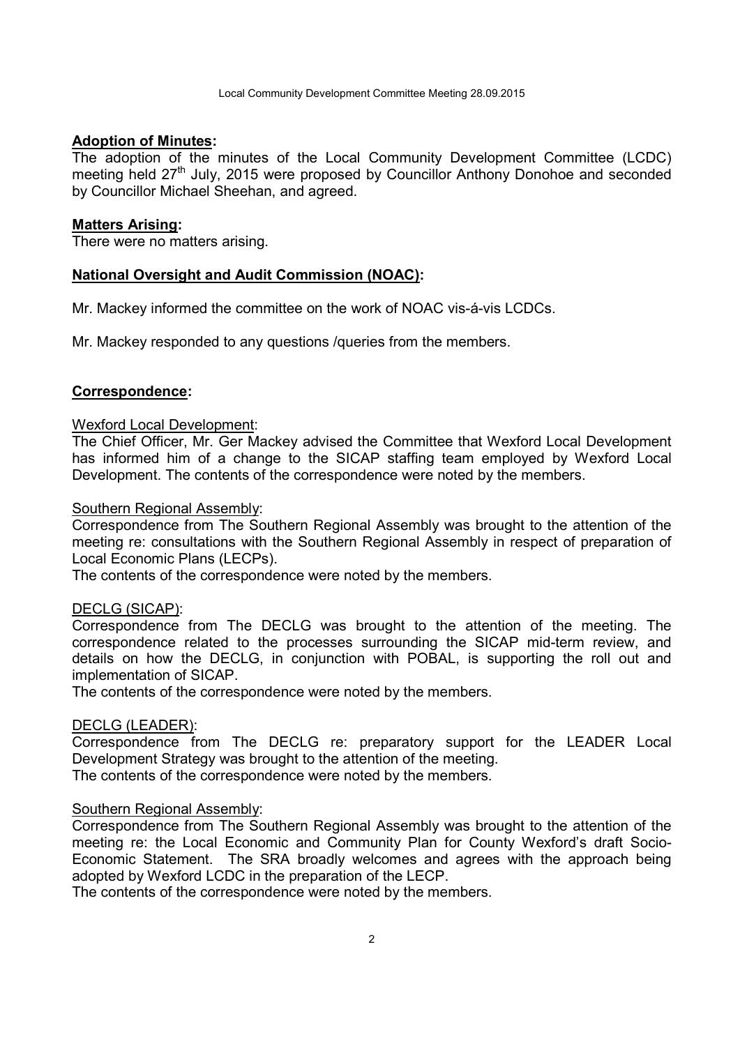## Adoption of Minutes:

The adoption of the minutes of the Local Community Development Committee (LCDC) meeting held 27th July, 2015 were proposed by Councillor Anthony Donohoe and seconded by Councillor Michael Sheehan, and agreed.

## Matters Arising:

There were no matters arising.

## National Oversight and Audit Commission (NOAC):

Mr. Mackey informed the committee on the work of NOAC vis-á-vis LCDCs.

Mr. Mackey responded to any questions /queries from the members.

## Correspondence:

Wexford Local Development:

The Chief Officer, Mr. Ger Mackey advised the Committee that Wexford Local Development has informed him of a change to the SICAP staffing team employed by Wexford Local Development. The contents of the correspondence were noted by the members.

Southern Regional Assembly:

Correspondence from The Southern Regional Assembly was brought to the attention of the meeting re: consultations with the Southern Regional Assembly in respect of preparation of Local Economic Plans (LECPs).

The contents of the correspondence were noted by the members.

DECLG (SICAP):

Correspondence from The DECLG was brought to the attention of the meeting. The correspondence related to the processes surrounding the SICAP mid-term review, and details on how the DECLG, in conjunction with POBAL, is supporting the roll out and implementation of SICAP.

The contents of the correspondence were noted by the members.

DECLG (LEADER):

Correspondence from The DECLG re: preparatory support for the LEADER Local Development Strategy was brought to the attention of the meeting.

The contents of the correspondence were noted by the members.

Southern Regional Assembly:

Correspondence from The Southern Regional Assembly was brought to the attention of the meeting re: the Local Economic and Community Plan for County Wexford's draft Socio-Economic Statement. The SRA broadly welcomes and agrees with the approach being adopted by Wexford LCDC in the preparation of the LECP.

The contents of the correspondence were noted by the members.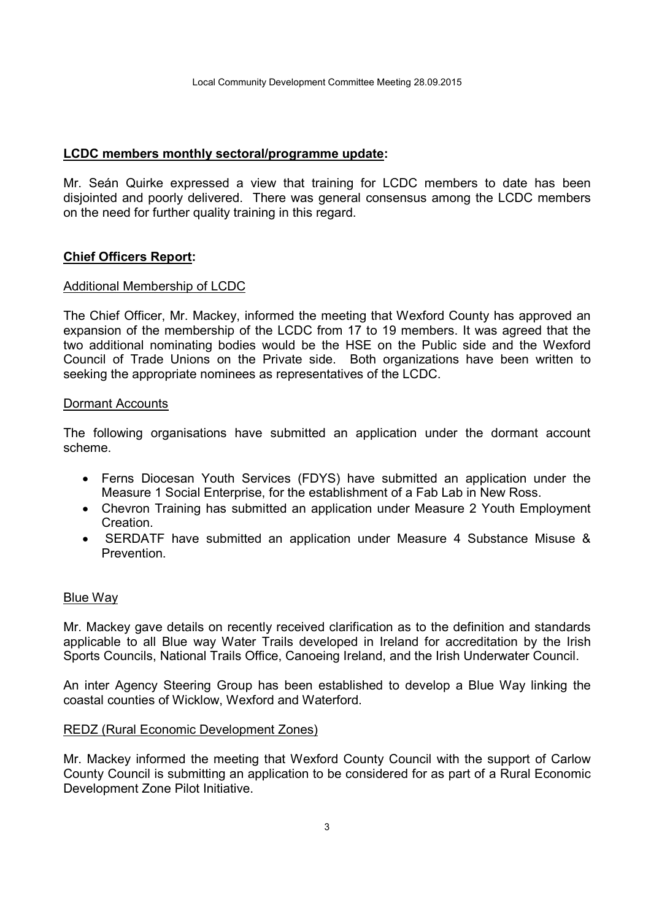**LCDC members monthly sectoral/programme update:**

Mr. Seán Quirke expressed a view that training for LCDC members to date has been disjointed and poorly delivered. There was general consensus among the LCDC members on the need for further quality training in this regard.

**Chief Officers Report:**

Additional Membership of LCDC

The Chief Officer, Mr. Mackey, informed the meeting that Wexford County has approved an expansion of the membership of the LCDC from 17 to 19 members. It was agreed that the two additional nominating bodies would be the HSE on the Public side and the Wexford Council of Trade Unions on the Private side. Both organizations have been written to seeking the appropriate nominees as representatives of the LCDC.

Dormant Accounts

The following organisations have submitted an application under the dormant account scheme.

- Ferns Diocesan Youth Services (FDYS) have submitted an application under the Measure 1 Social Enterprise, for the establishment of a Fab Lab in New Ross.
- Chevron Training has submitted an application under Measure 2 Youth Employment Creation.
- SERDATF have submitted an application under Measure 4 Substance Misuse & Prevention.

Blue Way

Mr. Mackey gave details on recently received clarification as to the definition and standards applicable to all Blue way Water Trails developed in Ireland for accreditation by the Irish Sports Councils, National Trails Office, Canoeing Ireland, and the Irish Underwater Council.

An inter Agency Steering Group has been established to develop a Blue Way linking the coastal counties of Wicklow, Wexford and Waterford.

REDZ (Rural Economic Development Zones)

Mr. Mackey informed the meeting that Wexford County Council with the support of Carlow County Council is submitting an application to be considered for as part of a Rural Economic Development Zone Pilot Initiative.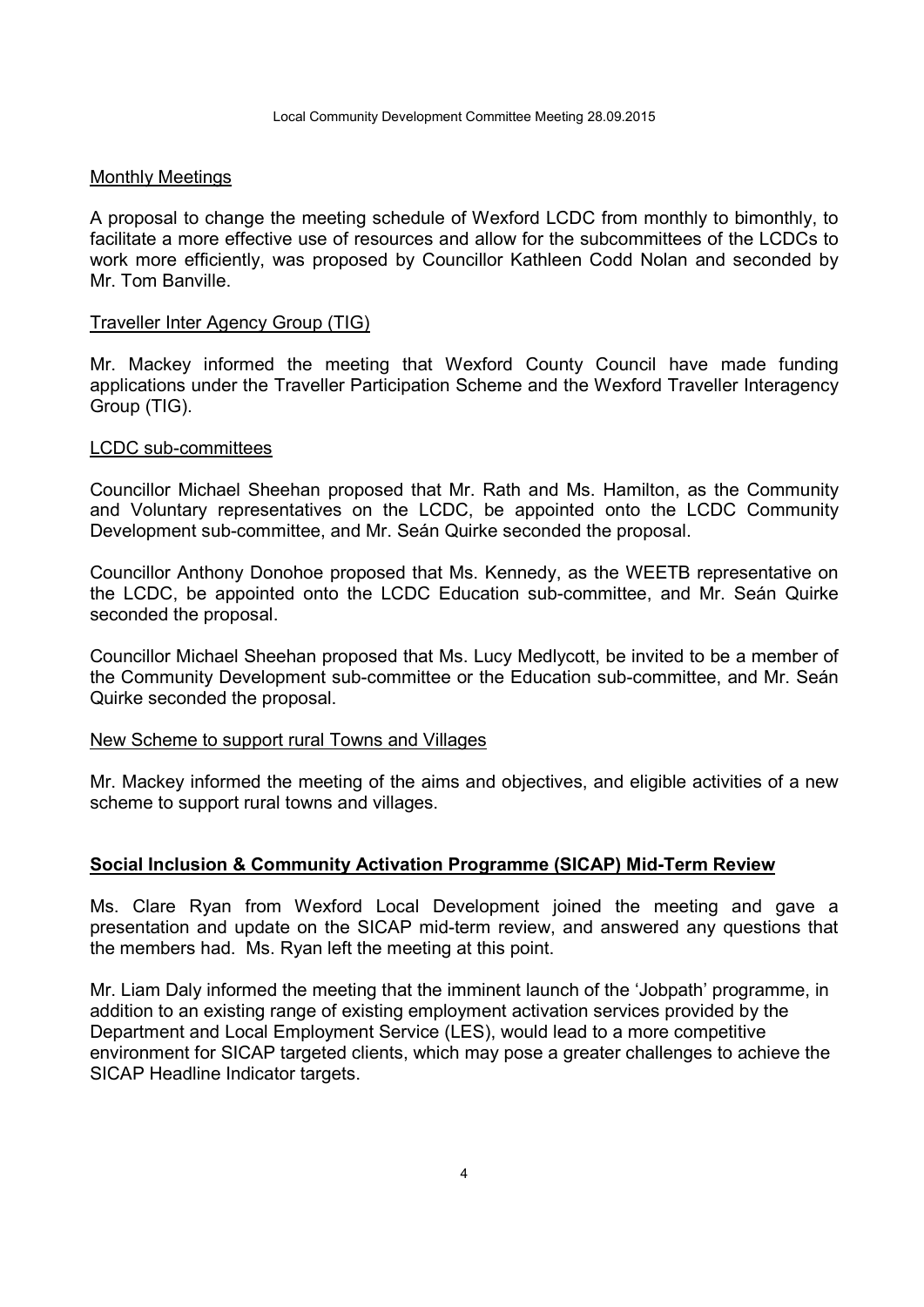Monthly Meetings

A proposal to change the meeting schedule of Wexford LCDC from monthly to bimonthly, to facilitate a more effective use of resources and allow for the subcommittees of the LCDCs to work more efficiently, was proposed by Councillor Kathleen Codd Nolan and seconded by Mr. Tom Banville.

Traveller Inter Agency Group (TIG)

Mr. Mackey informed the meeting that Wexford County Council have made funding applications under the Traveller Participation Scheme and the Wexford Traveller Interagency Group (TIG).

LCDC sub-committees

Councillor Michael Sheehan proposed that Mr. Rath and Ms. Hamilton, as the Community and Voluntary representatives on the LCDC, be appointed onto the LCDC Community Development sub-committee, and Mr. Seán Quirke seconded the proposal.

Councillor Anthony Donohoe proposed that Ms. Kennedy, as the WEETB representative on the LCDC, be appointed onto the LCDC Education sub-committee, and Mr. Seán Quirke seconded the proposal.

Councillor Michael Sheehan proposed that Ms. Lucy Medlycott, be invited to be a member of the Community Development sub-committee or the Education sub-committee, and Mr. Seán Quirke seconded the proposal.

New Scheme to support rural Towns and Villages

Mr. Mackey informed the meeting of the aims and objectives, and eligible activities of a new scheme to support rural towns and villages.

**Social Inclusion & Community Activation Programme (SICAP) Mid-Term Review**

Ms. Clare Ryan from Wexford Local Development joined the meeting and gave a presentation and update on the SICAP mid-term review, and answered any questions that the members had. Ms. Ryan left the meeting at this point.

Mr. Liam Daly informed the meeting that the imminent launch of the 'Jobpath' programme, in addition to an existing range of existing employment activation services provided by the Department and Local Employment Service (LES), would lead to a more competitive environment for SICAP targeted clients, which may pose a greater challenges to achieve the SICAP Headline Indicator targets.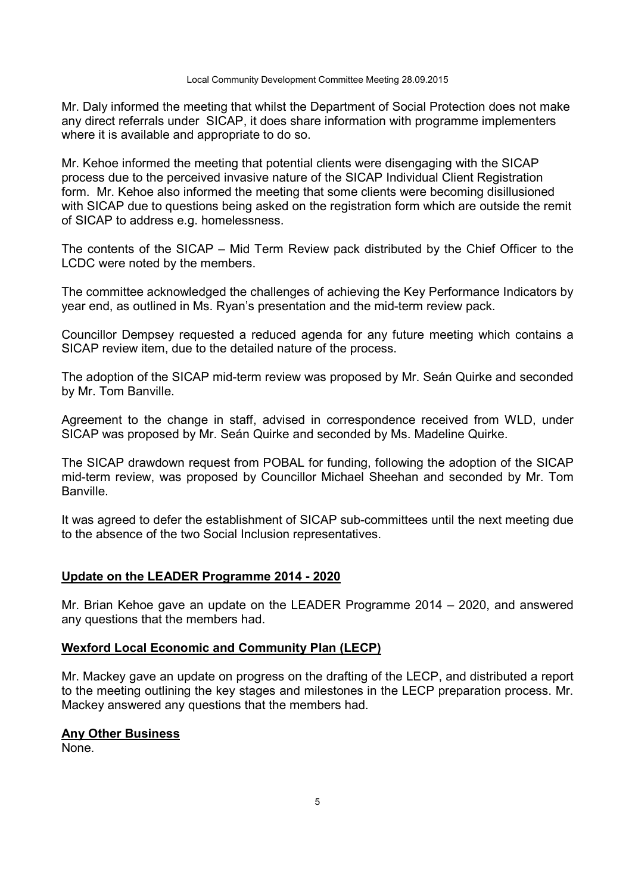Mr. Daly informed the meeting that whilst the Department of Social Protection does not make any direct referrals under SICAP, it does share information with programme implementers where it is available and appropriate to do so.

Mr. Kehoe informed the meeting that potential clients were disengaging with the SICAP process due to the perceived invasive nature of the SICAP Individual Client Registration form. Mr. Kehoe also informed the meeting that some clients were becoming disillusioned with SICAP due to questions being asked on the registration form which are outside the remit of SICAP to address e.g. homelessness.

The contents of the SICAP – Mid Term Review pack distributed by the Chief Officer to the LCDC were noted by the members.

The committee acknowledged the challenges of achieving the Key Performance Indicators by year end, as outlined in Ms. Ryan's presentation and the mid-term review pack.

Councillor Dempsey requested a reduced agenda for any future meeting which contains a SICAP review item, due to the detailed nature of the process.

The adoption of the SICAP mid-term review was proposed by Mr. Seán Quirke and seconded by Mr. Tom Banville.

Agreement to the change in staff, advised in correspondence received from WLD, under SICAP was proposed by Mr. Seán Quirke and seconded by Ms. Madeline Quirke.

The SICAP drawdown request from POBAL for funding, following the adoption of the SICAP mid-term review, was proposed by Councillor Michael Sheehan and seconded by Mr. Tom Banville.

It was agreed to defer the establishment of SICAP sub-committees until the next meeting due to the absence of the two Social Inclusion representatives.

**Update on the LEADER Programme 2014 - 2020**

Mr. Brian Kehoe gave an update on the LEADER Programme 2014 – 2020, and answered any questions that the members had.

**Wexford Local Economic and Community Plan (LECP)**

Mr. Mackey gave an update on progress on the drafting of the LECP, and distributed a report to the meeting outlining the key stages and milestones in the LECP preparation process. Mr. Mackey answered any questions that the members had.

**Any Other Business**

None.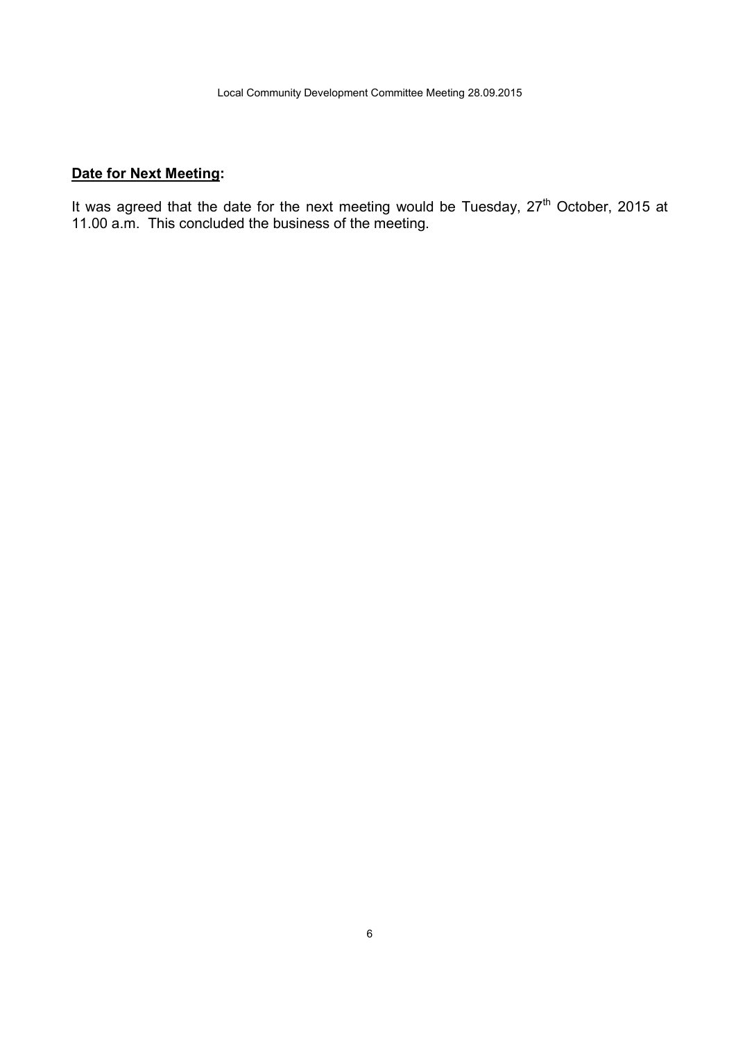**<u>Date for Next Meeting</u>:**

It was agreed that the date for the next meeting would be Tuesday, 27th October, 2015 at 11.00 a.m. This concluded the business of the meeting.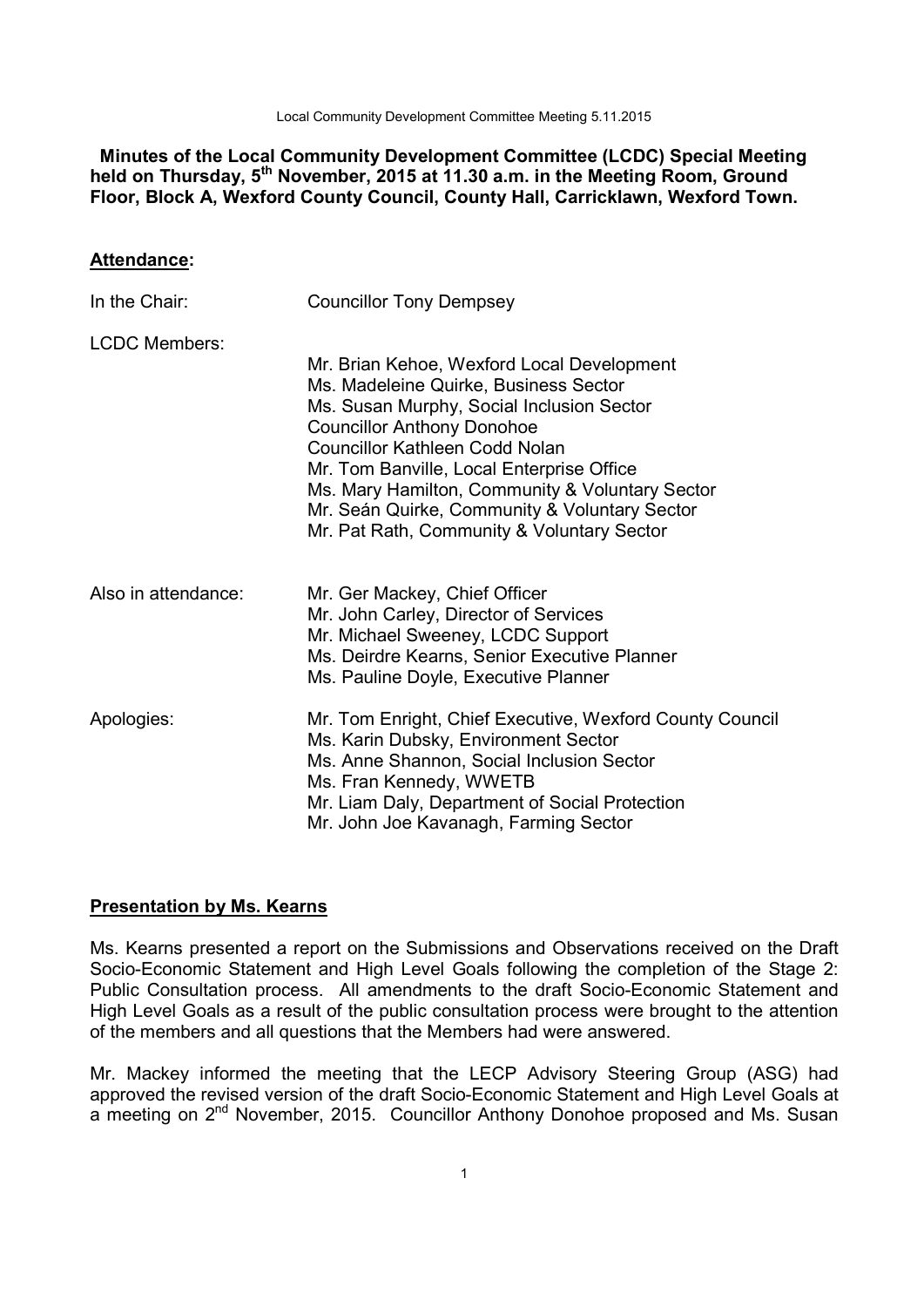**Minutes of the Local Community Development Committee (LCDC) Special Meeting held on Thursday, 5th November, 2015 at 11.30 a.m. in the Meeting Room, Ground Floor, Block A, Wexford County Council, County Hall, Carricklawn, Wexford Town.**

## Attendance:

| | |
|---|---|
| In the Chair: | Councillor Tony Dempsey |
| LCDC Members: | Mr. Brian Kehoe, Wexford Local Development<br>Ms. Madeleine Quirke, Business Sector<br>Ms. Susan Murphy, Social Inclusion Sector<br>Councillor Anthony Donohoe<br>Councillor Kathleen Codd Nolan<br>Mr. Tom Banville, Local Enterprise Office<br>Ms. Mary Hamilton, Community & Voluntary Sector<br>Mr. Seán Quirke, Community & Voluntary Sector<br>Mr. Pat Rath, Community & Voluntary Sector |
| Also in attendance: | Mr. Ger Mackey, Chief Officer<br>Mr. John Carley, Director of Services<br>Mr. Michael Sweeney, LCDC Support<br>Ms. Deirdre Kearns, Senior Executive Planner<br>Ms. Pauline Doyle, Executive Planner |
| Apologies: | Mr. Tom Enright, Chief Executive, Wexford County Council<br>Ms. Karin Dubsky, Environment Sector<br>Ms. Anne Shannon, Social Inclusion Sector<br>Ms. Fran Kennedy, WWETB<br>Mr. Liam Daly, Department of Social Protection<br>Mr. John Joe Kavanagh, Farming Sector |

## Presentation by Ms. Kearns

Ms. Kearns presented a report on the Submissions and Observations received on the Draft Socio-Economic Statement and High Level Goals following the completion of the Stage 2: Public Consultation process. All amendments to the draft Socio-Economic Statement and High Level Goals as a result of the public consultation process were brought to the attention of the members and all questions that the Members had were answered.

Mr. Mackey informed the meeting that the LECP Advisory Steering Group (ASG) had approved the revised version of the draft Socio-Economic Statement and High Level Goals at a meeting on 2nd November, 2015. Councillor Anthony Donohoe proposed and Ms. Susan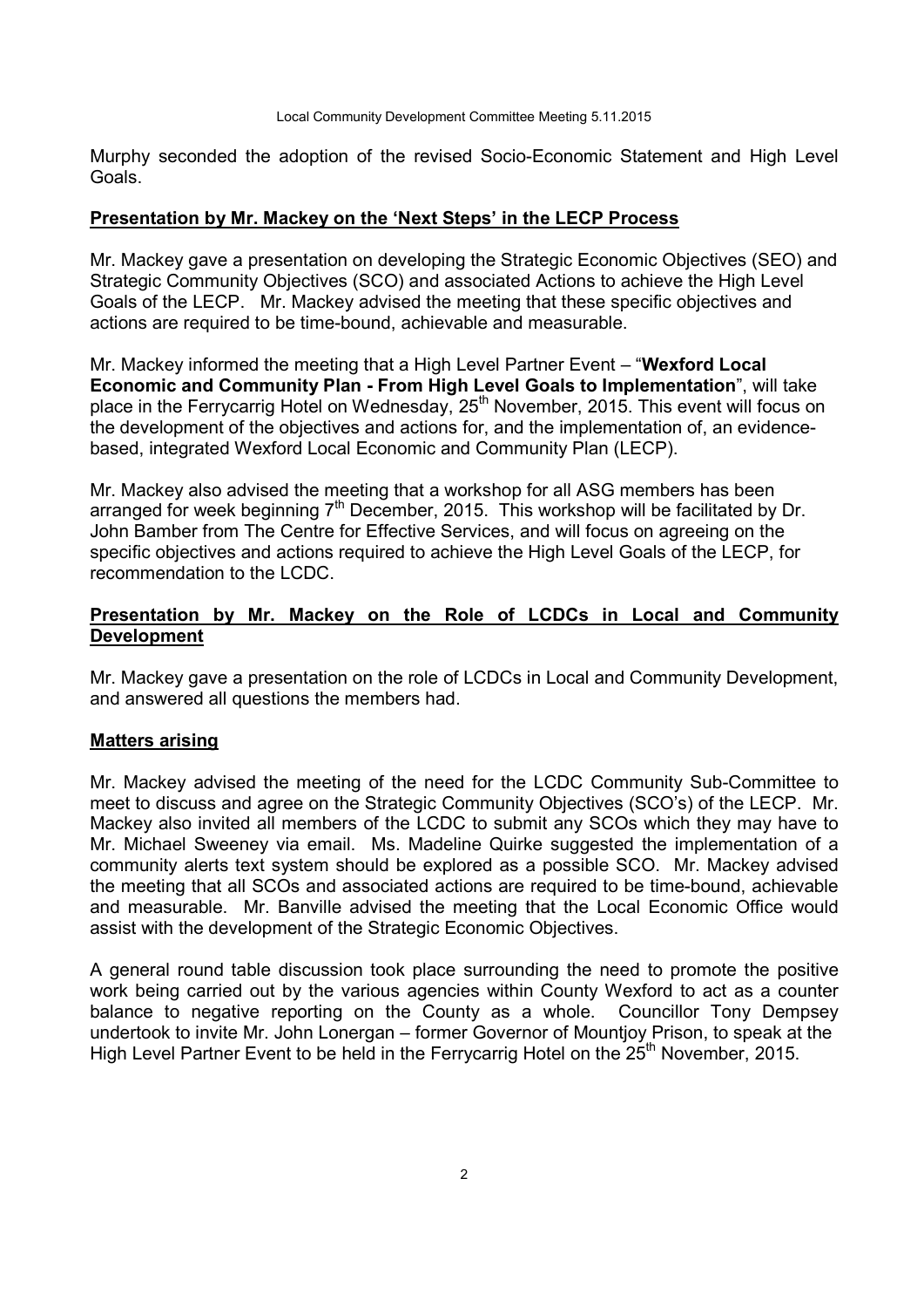Murphy seconded the adoption of the revised Socio-Economic Statement and High Level Goals.

## Presentation by Mr. Mackey on the 'Next Steps' in the LECP Process

Mr. Mackey gave a presentation on developing the Strategic Economic Objectives (SEO) and Strategic Community Objectives (SCO) and associated Actions to achieve the High Level Goals of the LECP. Mr. Mackey advised the meeting that these specific objectives and actions are required to be time-bound, achievable and measurable.

Mr. Mackey informed the meeting that a High Level Partner Event – "**Wexford Local Economic and Community Plan - From High Level Goals to Implementation**", will take place in the Ferrycarrig Hotel on Wednesday, 25th November, 2015. This event will focus on the development of the objectives and actions for, and the implementation of, an evidence-based, integrated Wexford Local Economic and Community Plan (LECP).

Mr. Mackey also advised the meeting that a workshop for all ASG members has been arranged for week beginning 7th December, 2015. This workshop will be facilitated by Dr. John Bamber from The Centre for Effective Services, and will focus on agreeing on the specific objectives and actions required to achieve the High Level Goals of the LECP, for recommendation to the LCDC.

## Presentation by Mr. Mackey on the Role of LCDCs in Local and Community Development

Mr. Mackey gave a presentation on the role of LCDCs in Local and Community Development, and answered all questions the members had.

## Matters arising

Mr. Mackey advised the meeting of the need for the LCDC Community Sub-Committee to meet to discuss and agree on the Strategic Community Objectives (SCO's) of the LECP. Mr. Mackey also invited all members of the LCDC to submit any SCOs which they may have to Mr. Michael Sweeney via email. Ms. Madeline Quirke suggested the implementation of a community alerts text system should be explored as a possible SCO. Mr. Mackey advised the meeting that all SCOs and associated actions are required to be time-bound, achievable and measurable. Mr. Banville advised the meeting that the Local Economic Office would assist with the development of the Strategic Economic Objectives.

A general round table discussion took place surrounding the need to promote the positive work being carried out by the various agencies within County Wexford to act as a counter balance to negative reporting on the County as a whole. Councillor Tony Dempsey undertook to invite Mr. John Lonergan – former Governor of Mountjoy Prison, to speak at the High Level Partner Event to be held in the Ferrycarrig Hotel on the 25th November, 2015.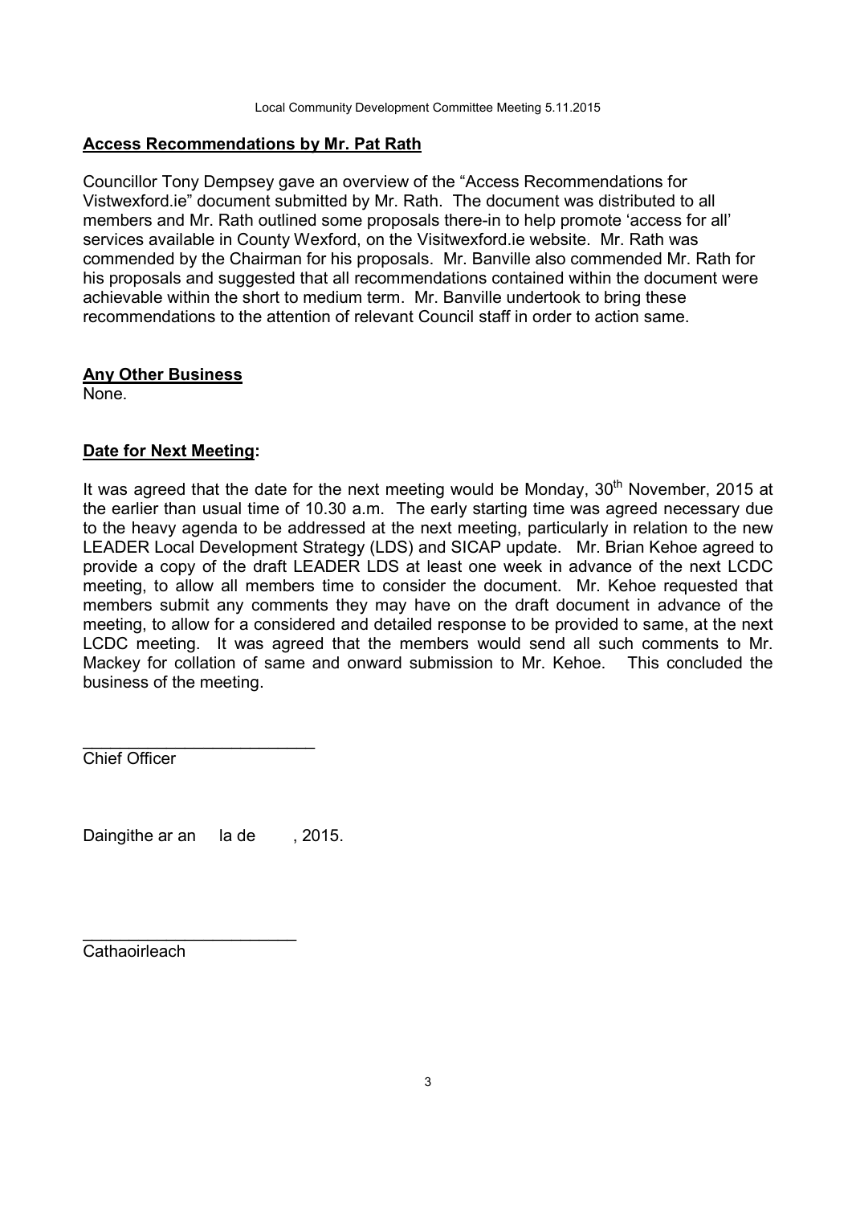**Access Recommendations by Mr. Pat Rath**

Councillor Tony Dempsey gave an overview of the "Access Recommendations for Vistwexford.ie" document submitted by Mr. Rath. The document was distributed to all members and Mr. Rath outlined some proposals there-in to help promote 'access for all' services available in County Wexford, on the Visitwexford.ie website. Mr. Rath was commended by the Chairman for his proposals. Mr. Banville also commended Mr. Rath for his proposals and suggested that all recommendations contained within the document were achievable within the short to medium term. Mr. Banville undertook to bring these recommendations to the attention of relevant Council staff in order to action same.

**Any Other Business**

None.

**Date for Next Meeting:**

It was agreed that the date for the next meeting would be Monday, 30th November, 2015 at the earlier than usual time of 10.30 a.m. The early starting time was agreed necessary due to the heavy agenda to be addressed at the next meeting, particularly in relation to the new LEADER Local Development Strategy (LDS) and SICAP update. Mr. Brian Kehoe agreed to provide a copy of the draft LEADER LDS at least one week in advance of the next LCDC meeting, to allow all members time to consider the document. Mr. Kehoe requested that members submit any comments they may have on the draft document in advance of the meeting, to allow for a considered and detailed response to be provided to same, at the next LCDC meeting. It was agreed that the members would send all such comments to Mr. Mackey for collation of same and onward submission to Mr. Kehoe. This concluded the business of the meeting.

\_\_\_\_\_\_\_\_\_\_\_\_\_\_\_\_\_\_\_\_\_\_\_\_\_

Chief Officer

Daingithe ar an la de , 2015.

\_\_\_\_\_\_\_\_\_\_\_\_\_\_\_\_\_\_\_\_\_\_\_\_\_

Cathaoirleach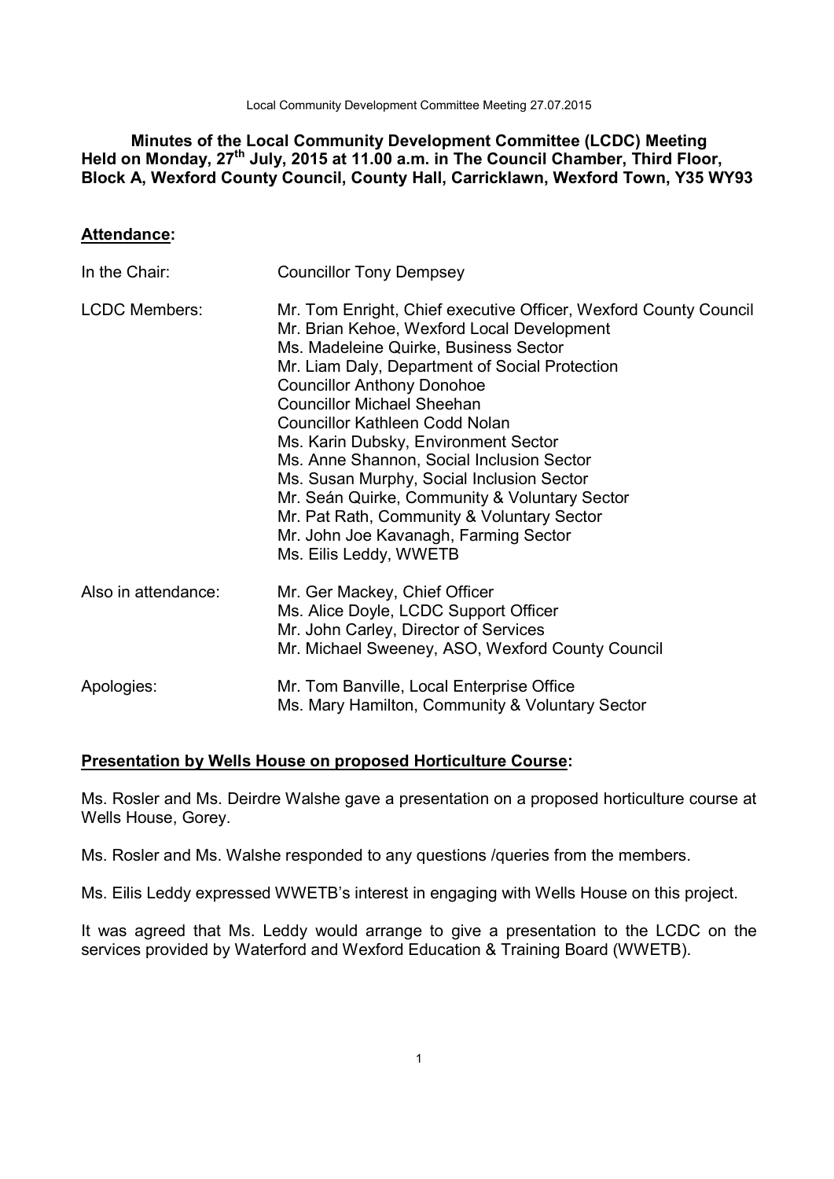**Minutes of the Local Community Development Committee (LCDC) Meeting Held on Monday, 27th July, 2015 at 11.00 a.m. in The Council Chamber, Third Floor, Block A, Wexford County Council, County Hall, Carricklawn, Wexford Town, Y35 WY93**

## Attendance:

| | |
|---|---|
| In the Chair: | Councillor Tony Dempsey |
| LCDC Members: | Mr. Tom Enright, Chief executive Officer, Wexford County Council<br>Mr. Brian Kehoe, Wexford Local Development<br>Ms. Madeleine Quirke, Business Sector<br>Mr. Liam Daly, Department of Social Protection<br>Councillor Anthony Donohoe<br>Councillor Michael Sheehan<br>Councillor Kathleen Codd Nolan<br>Ms. Karin Dubsky, Environment Sector<br>Ms. Anne Shannon, Social Inclusion Sector<br>Ms. Susan Murphy, Social Inclusion Sector<br>Mr. Seán Quirke, Community & Voluntary Sector<br>Mr. Pat Rath, Community & Voluntary Sector<br>Mr. John Joe Kavanagh, Farming Sector<br>Ms. Eilis Leddy, WWETB |
| Also in attendance: | Mr. Ger Mackey, Chief Officer<br>Ms. Alice Doyle, LCDC Support Officer<br>Mr. John Carley, Director of Services<br>Mr. Michael Sweeney, ASO, Wexford County Council |
| Apologies: | Mr. Tom Banville, Local Enterprise Office<br>Ms. Mary Hamilton, Community & Voluntary Sector |

## Presentation by Wells House on proposed Horticulture Course:

Ms. Rosler and Ms. Deirdre Walshe gave a presentation on a proposed horticulture course at Wells House, Gorey.

Ms. Rosler and Ms. Walshe responded to any questions /queries from the members.

Ms. Eilis Leddy expressed WWETB's interest in engaging with Wells House on this project.

It was agreed that Ms. Leddy would arrange to give a presentation to the LCDC on the services provided by Waterford and Wexford Education & Training Board (WWETB).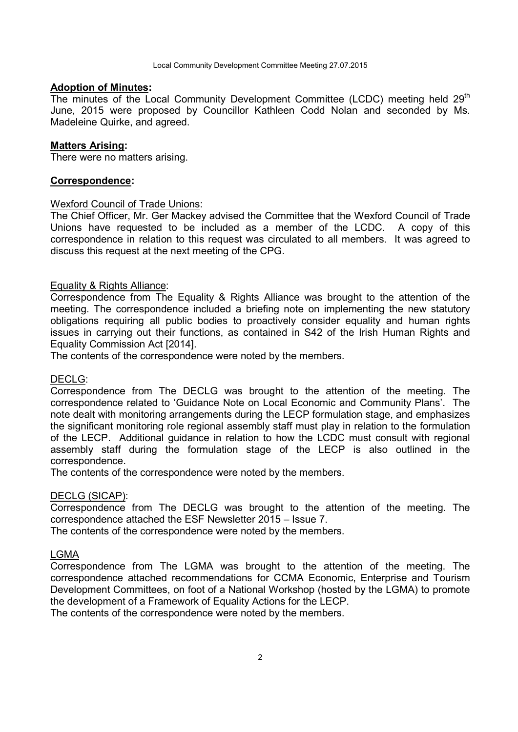**Adoption of Minutes:**

The minutes of the Local Community Development Committee (LCDC) meeting held 29th June, 2015 were proposed by Councillor Kathleen Codd Nolan and seconded by Ms. Madeleine Quirke, and agreed.

**Matters Arising:**

There were no matters arising.

**Correspondence:**

Wexford Council of Trade Unions:

The Chief Officer, Mr. Ger Mackey advised the Committee that the Wexford Council of Trade Unions have requested to be included as a member of the LCDC. A copy of this correspondence in relation to this request was circulated to all members. It was agreed to discuss this request at the next meeting of the CPG.

Equality & Rights Alliance:

Correspondence from The Equality & Rights Alliance was brought to the attention of the meeting. The correspondence included a briefing note on implementing the new statutory obligations requiring all public bodies to proactively consider equality and human rights issues in carrying out their functions, as contained in S42 of the Irish Human Rights and Equality Commission Act [2014].

The contents of the correspondence were noted by the members.

DECLG:

Correspondence from The DECLG was brought to the attention of the meeting. The correspondence related to 'Guidance Note on Local Economic and Community Plans'. The note dealt with monitoring arrangements during the LECP formulation stage, and emphasizes the significant monitoring role regional assembly staff must play in relation to the formulation of the LECP. Additional guidance in relation to how the LCDC must consult with regional assembly staff during the formulation stage of the LECP is also outlined in the correspondence.

The contents of the correspondence were noted by the members.

DECLG (SICAP):

Correspondence from The DECLG was brought to the attention of the meeting. The correspondence attached the ESF Newsletter 2015 – Issue 7.

The contents of the correspondence were noted by the members.

LGMA

Correspondence from The LGMA was brought to the attention of the meeting. The correspondence attached recommendations for CCMA Economic, Enterprise and Tourism Development Committees, on foot of a National Workshop (hosted by the LGMA) to promote the development of a Framework of Equality Actions for the LECP.

The contents of the correspondence were noted by the members.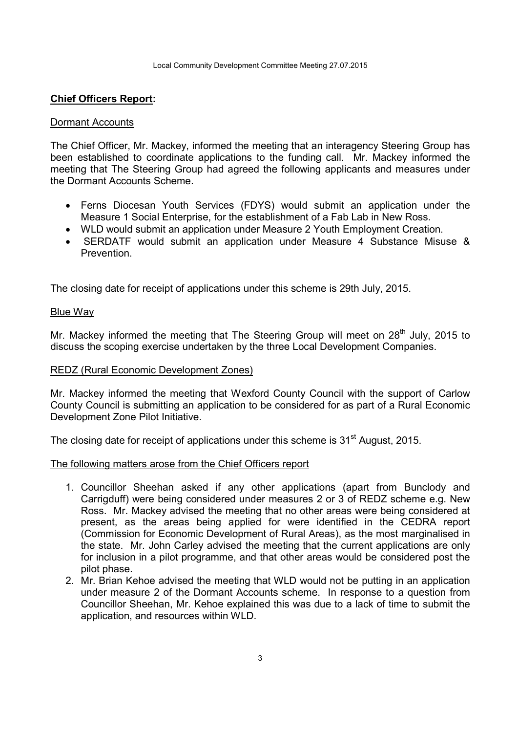**Chief Officers Report:**

Dormant Accounts

The Chief Officer, Mr. Mackey, informed the meeting that an interagency Steering Group has been established to coordinate applications to the funding call. Mr. Mackey informed the meeting that The Steering Group had agreed the following applicants and measures under the Dormant Accounts Scheme.

- Ferns Diocesan Youth Services (FDYS) would submit an application under the Measure 1 Social Enterprise, for the establishment of a Fab Lab in New Ross.
- WLD would submit an application under Measure 2 Youth Employment Creation.
- SERDATF would submit an application under Measure 4 Substance Misuse & Prevention.

The closing date for receipt of applications under this scheme is 29th July, 2015.

Blue Way

Mr. Mackey informed the meeting that The Steering Group will meet on 28th July, 2015 to discuss the scoping exercise undertaken by the three Local Development Companies.

REDZ (Rural Economic Development Zones)

Mr. Mackey informed the meeting that Wexford County Council with the support of Carlow County Council is submitting an application to be considered for as part of a Rural Economic Development Zone Pilot Initiative.

The closing date for receipt of applications under this scheme is 31st August, 2015.

The following matters arose from the Chief Officers report

1. Councillor Sheehan asked if any other applications (apart from Bunclody and Carrigduff) were being considered under measures 2 or 3 of REDZ scheme e.g. New Ross. Mr. Mackey advised the meeting that no other areas were being considered at present, as the areas being applied for were identified in the CEDRA report (Commission for Economic Development of Rural Areas), as the most marginalised in the state. Mr. John Carley advised the meeting that the current applications are only for inclusion in a pilot programme, and that other areas would be considered post the pilot phase.
2. Mr. Brian Kehoe advised the meeting that WLD would not be putting in an application under measure 2 of the Dormant Accounts scheme. In response to a question from Councillor Sheehan, Mr. Kehoe explained this was due to a lack of time to submit the application, and resources within WLD.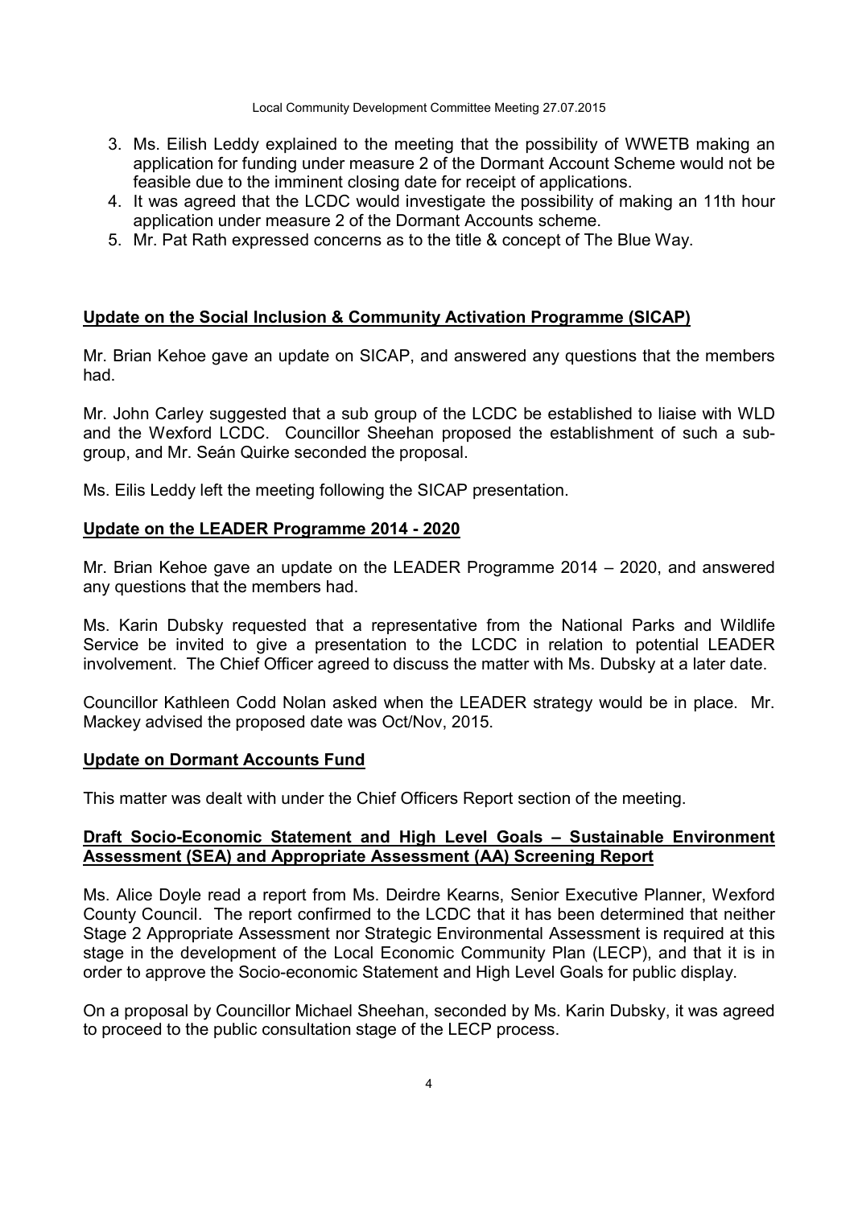3. Ms. Eilish Leddy explained to the meeting that the possibility of WWETB making an application for funding under measure 2 of the Dormant Account Scheme would not be feasible due to the imminent closing date for receipt of applications.
4. It was agreed that the LCDC would investigate the possibility of making an 11th hour application under measure 2 of the Dormant Accounts scheme.
5. Mr. Pat Rath expressed concerns as to the title & concept of The Blue Way.

**Update on the Social Inclusion & Community Activation Programme (SICAP)**

Mr. Brian Kehoe gave an update on SICAP, and answered any questions that the members had.

Mr. John Carley suggested that a sub group of the LCDC be established to liaise with WLD and the Wexford LCDC. Councillor Sheehan proposed the establishment of such a sub-group, and Mr. Seán Quirke seconded the proposal.

Ms. Eilis Leddy left the meeting following the SICAP presentation.

**Update on the LEADER Programme 2014 - 2020**

Mr. Brian Kehoe gave an update on the LEADER Programme 2014 – 2020, and answered any questions that the members had.

Ms. Karin Dubsky requested that a representative from the National Parks and Wildlife Service be invited to give a presentation to the LCDC in relation to potential LEADER involvement. The Chief Officer agreed to discuss the matter with Ms. Dubsky at a later date.

Councillor Kathleen Codd Nolan asked when the LEADER strategy would be in place. Mr. Mackey advised the proposed date was Oct/Nov, 2015.

**Update on Dormant Accounts Fund**

This matter was dealt with under the Chief Officers Report section of the meeting.

**Draft Socio-Economic Statement and High Level Goals – Sustainable Environment Assessment (SEA) and Appropriate Assessment (AA) Screening Report**

Ms. Alice Doyle read a report from Ms. Deirdre Kearns, Senior Executive Planner, Wexford County Council. The report confirmed to the LCDC that it has been determined that neither Stage 2 Appropriate Assessment nor Strategic Environmental Assessment is required at this stage in the development of the Local Economic Community Plan (LECP), and that it is in order to approve the Socio-economic Statement and High Level Goals for public display.

On a proposal by Councillor Michael Sheehan, seconded by Ms. Karin Dubsky, it was agreed to proceed to the public consultation stage of the LECP process.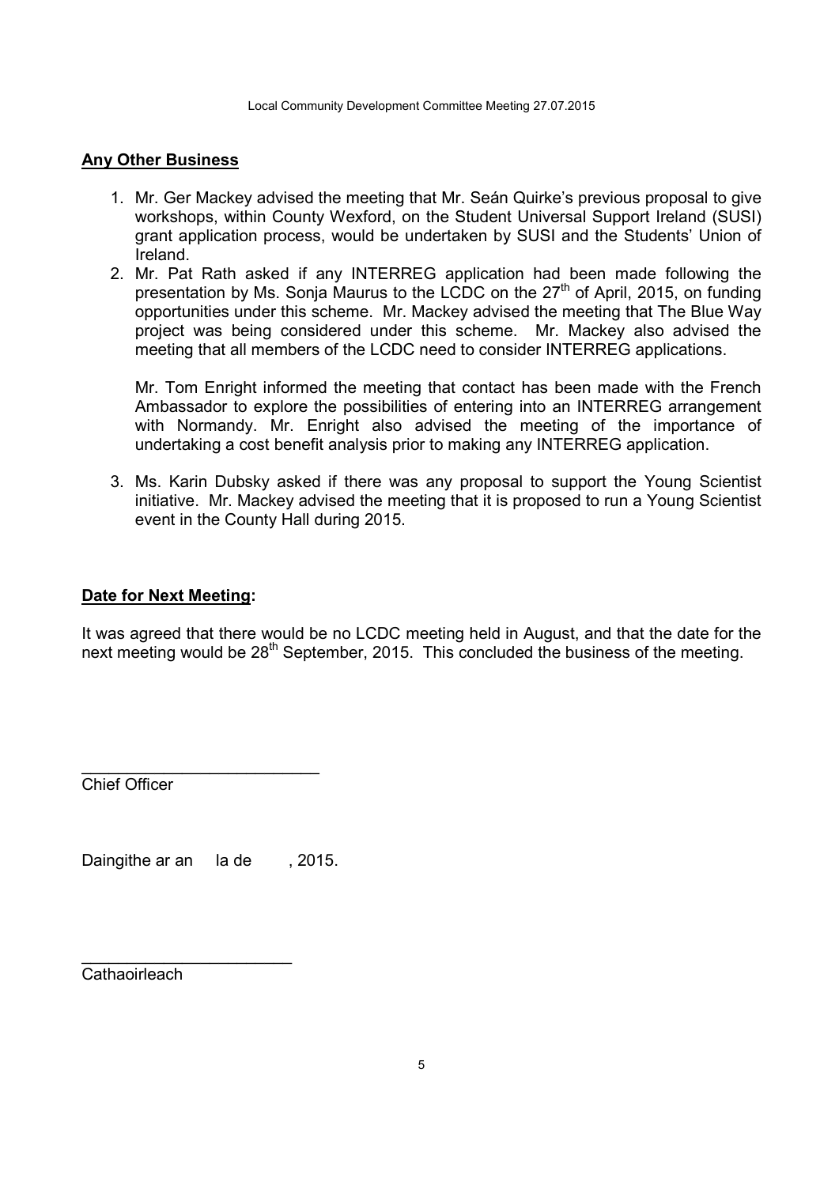## **Any Other Business**

1. Mr. Ger Mackey advised the meeting that Mr. Seán Quirke's previous proposal to give workshops, within County Wexford, on the Student Universal Support Ireland (SUSI) grant application process, would be undertaken by SUSI and the Students' Union of Ireland.
2. Mr. Pat Rath asked if any INTERREG application had been made following the presentation by Ms. Sonja Maurus to the LCDC on the 27th of April, 2015, on funding opportunities under this scheme. Mr. Mackey advised the meeting that The Blue Way project was being considered under this scheme. Mr. Mackey also advised the meeting that all members of the LCDC need to consider INTERREG applications.

   Mr. Tom Enright informed the meeting that contact has been made with the French Ambassador to explore the possibilities of entering into an INTERREG arrangement with Normandy. Mr. Enright also advised the meeting of the importance of undertaking a cost benefit analysis prior to making any INTERREG application.

3. Ms. Karin Dubsky asked if there was any proposal to support the Young Scientist initiative. Mr. Mackey advised the meeting that it is proposed to run a Young Scientist event in the County Hall during 2015.

## **Date for Next Meeting:**

It was agreed that there would be no LCDC meeting held in August, and that the date for the next meeting would be 28th September, 2015. This concluded the business of the meeting.

\_\_\_\_\_\_\_\_\_\_\_\_\_\_\_\_\_\_\_\_\_\_\_\_\_\_
Chief Officer

Daingithe ar an la de , 2015.

\_\_\_\_\_\_\_\_\_\_\_\_\_\_\_\_\_\_\_\_\_\_\_\_\_\_
Cathaoirleach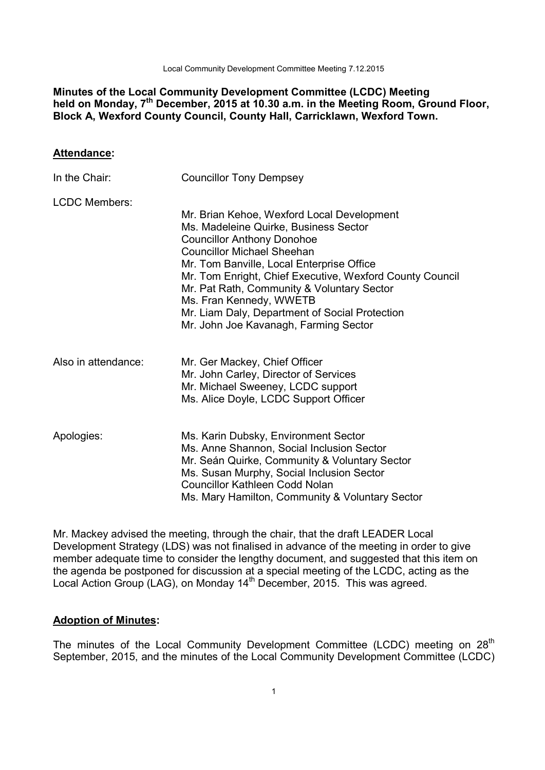**Minutes of the Local Community Development Committee (LCDC) Meeting held on Monday, 7th December, 2015 at 10.30 a.m. in the Meeting Room, Ground Floor, Block A, Wexford County Council, County Hall, Carricklawn, Wexford Town.**

## Attendance:

| | |
|---|---|
| In the Chair: | Councillor Tony Dempsey |
| LCDC Members: | Mr. Brian Kehoe, Wexford Local Development<br>Ms. Madeleine Quirke, Business Sector<br>Councillor Anthony Donohoe<br>Councillor Michael Sheehan<br>Mr. Tom Banville, Local Enterprise Office<br>Mr. Tom Enright, Chief Executive, Wexford County Council<br>Mr. Pat Rath, Community & Voluntary Sector<br>Ms. Fran Kennedy, WWETB<br>Mr. Liam Daly, Department of Social Protection<br>Mr. John Joe Kavanagh, Farming Sector |
| Also in attendance: | Mr. Ger Mackey, Chief Officer<br>Mr. John Carley, Director of Services<br>Mr. Michael Sweeney, LCDC support<br>Ms. Alice Doyle, LCDC Support Officer |
| Apologies: | Ms. Karin Dubsky, Environment Sector<br>Ms. Anne Shannon, Social Inclusion Sector<br>Mr. Seán Quirke, Community & Voluntary Sector<br>Ms. Susan Murphy, Social Inclusion Sector<br>Councillor Kathleen Codd Nolan<br>Ms. Mary Hamilton, Community & Voluntary Sector |

Mr. Mackey advised the meeting, through the chair, that the draft LEADER Local Development Strategy (LDS) was not finalised in advance of the meeting in order to give member adequate time to consider the lengthy document, and suggested that this item on the agenda be postponed for discussion at a special meeting of the LCDC, acting as the Local Action Group (LAG), on Monday 14th December, 2015. This was agreed.

## Adoption of Minutes:

The minutes of the Local Community Development Committee (LCDC) meeting on 28th September, 2015, and the minutes of the Local Community Development Committee (LCDC)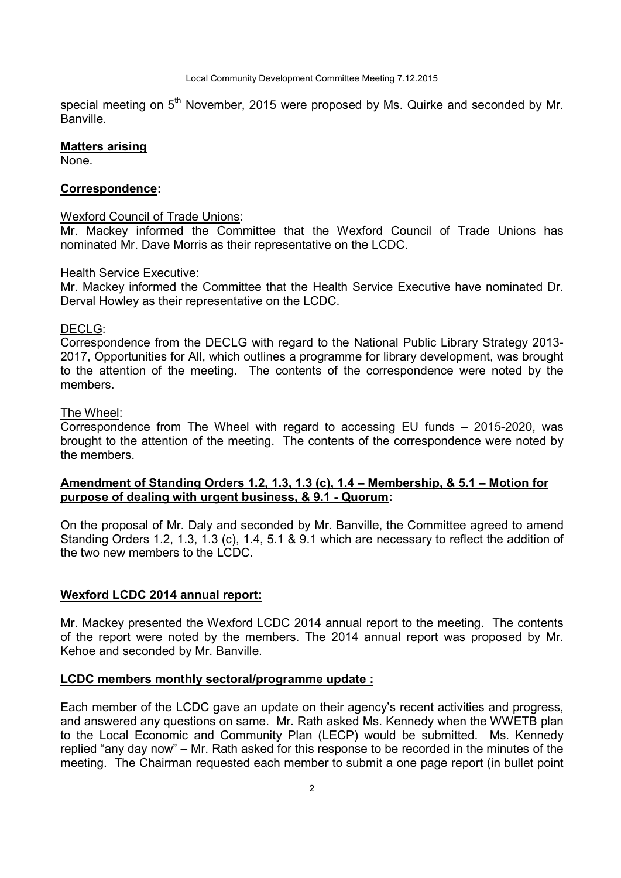special meeting on 5th November, 2015 were proposed by Ms. Quirke and seconded by Mr. Banville.

**Matters arising**

None.

**Correspondence:**

Wexford Council of Trade Unions:

Mr. Mackey informed the Committee that the Wexford Council of Trade Unions has nominated Mr. Dave Morris as their representative on the LCDC.

Health Service Executive:

Mr. Mackey informed the Committee that the Health Service Executive have nominated Dr. Derval Howley as their representative on the LCDC.

DECLG:

Correspondence from the DECLG with regard to the National Public Library Strategy 2013-2017, Opportunities for All, which outlines a programme for library development, was brought to the attention of the meeting. The contents of the correspondence were noted by the members.

The Wheel:

Correspondence from The Wheel with regard to accessing EU funds – 2015-2020, was brought to the attention of the meeting. The contents of the correspondence were noted by the members.

**Amendment of Standing Orders 1.2, 1.3, 1.3 (c), 1.4 – Membership, & 5.1 – Motion for purpose of dealing with urgent business, & 9.1 - Quorum:**

On the proposal of Mr. Daly and seconded by Mr. Banville, the Committee agreed to amend Standing Orders 1.2, 1.3, 1.3 (c), 1.4, 5.1 & 9.1 which are necessary to reflect the addition of the two new members to the LCDC.

**Wexford LCDC 2014 annual report:**

Mr. Mackey presented the Wexford LCDC 2014 annual report to the meeting. The contents of the report were noted by the members. The 2014 annual report was proposed by Mr. Kehoe and seconded by Mr. Banville.

**LCDC members monthly sectoral/programme update :**

Each member of the LCDC gave an update on their agency's recent activities and progress, and answered any questions on same. Mr. Rath asked Ms. Kennedy when the WWETB plan to the Local Economic and Community Plan (LECP) would be submitted. Ms. Kennedy replied "any day now" – Mr. Rath asked for this response to be recorded in the minutes of the meeting. The Chairman requested each member to submit a one page report (in bullet point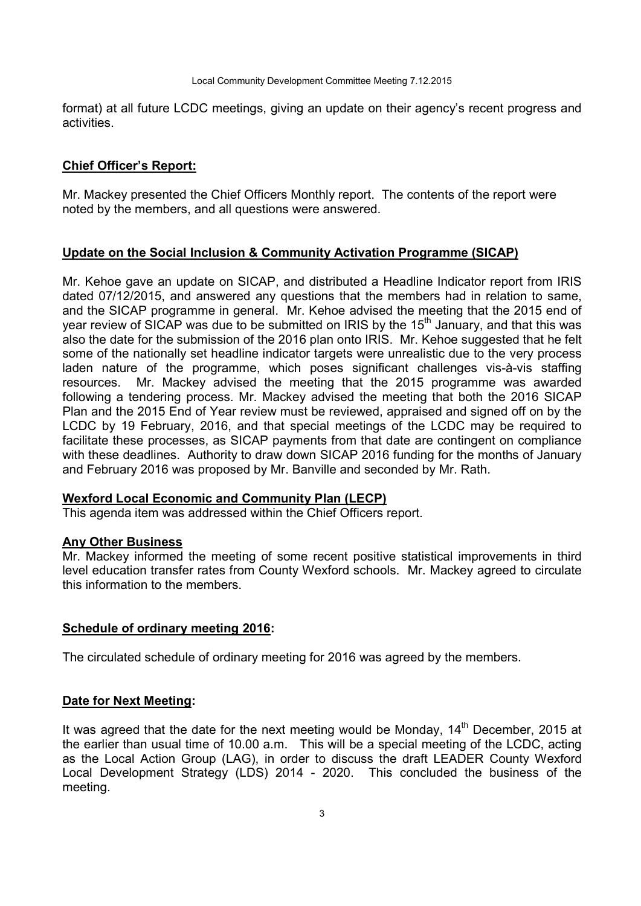format) at all future LCDC meetings, giving an update on their agency's recent progress and activities.

**Chief Officer's Report:**

Mr. Mackey presented the Chief Officers Monthly report. The contents of the report were noted by the members, and all questions were answered.

**Update on the Social Inclusion & Community Activation Programme (SICAP)**

Mr. Kehoe gave an update on SICAP, and distributed a Headline Indicator report from IRIS dated 07/12/2015, and answered any questions that the members had in relation to same, and the SICAP programme in general. Mr. Kehoe advised the meeting that the 2015 end of year review of SICAP was due to be submitted on IRIS by the 15th January, and that this was also the date for the submission of the 2016 plan onto IRIS. Mr. Kehoe suggested that he felt some of the nationally set headline indicator targets were unrealistic due to the very process laden nature of the programme, which poses significant challenges vis-à-vis staffing resources. Mr. Mackey advised the meeting that the 2015 programme was awarded following a tendering process. Mr. Mackey advised the meeting that both the 2016 SICAP Plan and the 2015 End of Year review must be reviewed, appraised and signed off on by the LCDC by 19 February, 2016, and that special meetings of the LCDC may be required to facilitate these processes, as SICAP payments from that date are contingent on compliance with these deadlines. Authority to draw down SICAP 2016 funding for the months of January and February 2016 was proposed by Mr. Banville and seconded by Mr. Rath.

**Wexford Local Economic and Community Plan (LECP)**

This agenda item was addressed within the Chief Officers report.

**Any Other Business**

Mr. Mackey informed the meeting of some recent positive statistical improvements in third level education transfer rates from County Wexford schools. Mr. Mackey agreed to circulate this information to the members.

**Schedule of ordinary meeting 2016:**

The circulated schedule of ordinary meeting for 2016 was agreed by the members.

**Date for Next Meeting:**

It was agreed that the date for the next meeting would be Monday, 14th December, 2015 at the earlier than usual time of 10.00 a.m. This will be a special meeting of the LCDC, acting as the Local Action Group (LAG), in order to discuss the draft LEADER County Wexford Local Development Strategy (LDS) 2014 - 2020. This concluded the business of the meeting.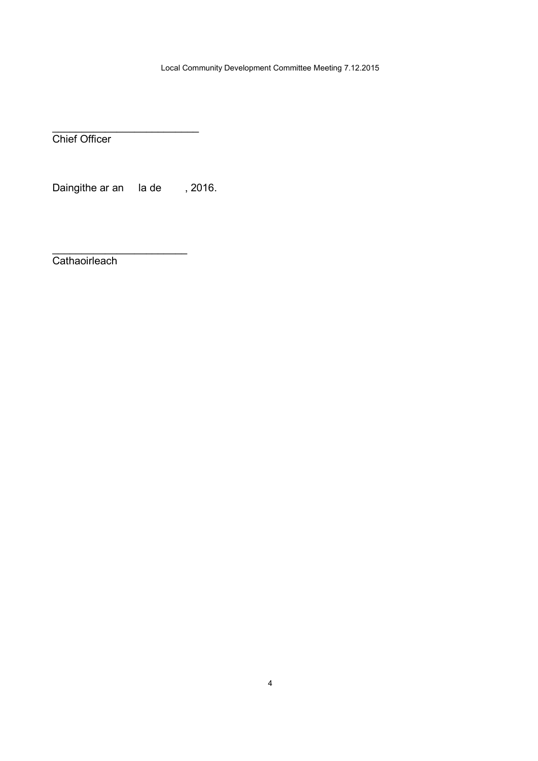\_\_\_\_\_\_\_\_\_\_\_\_\_\_\_\_\_\_\_\_\_\_\_\_\_

Chief Officer

Daingithe ar an la de , 2016.

\_\_\_\_\_\_\_\_\_\_\_\_\_\_\_\_\_\_\_\_\_\_\_

Cathaoirleach